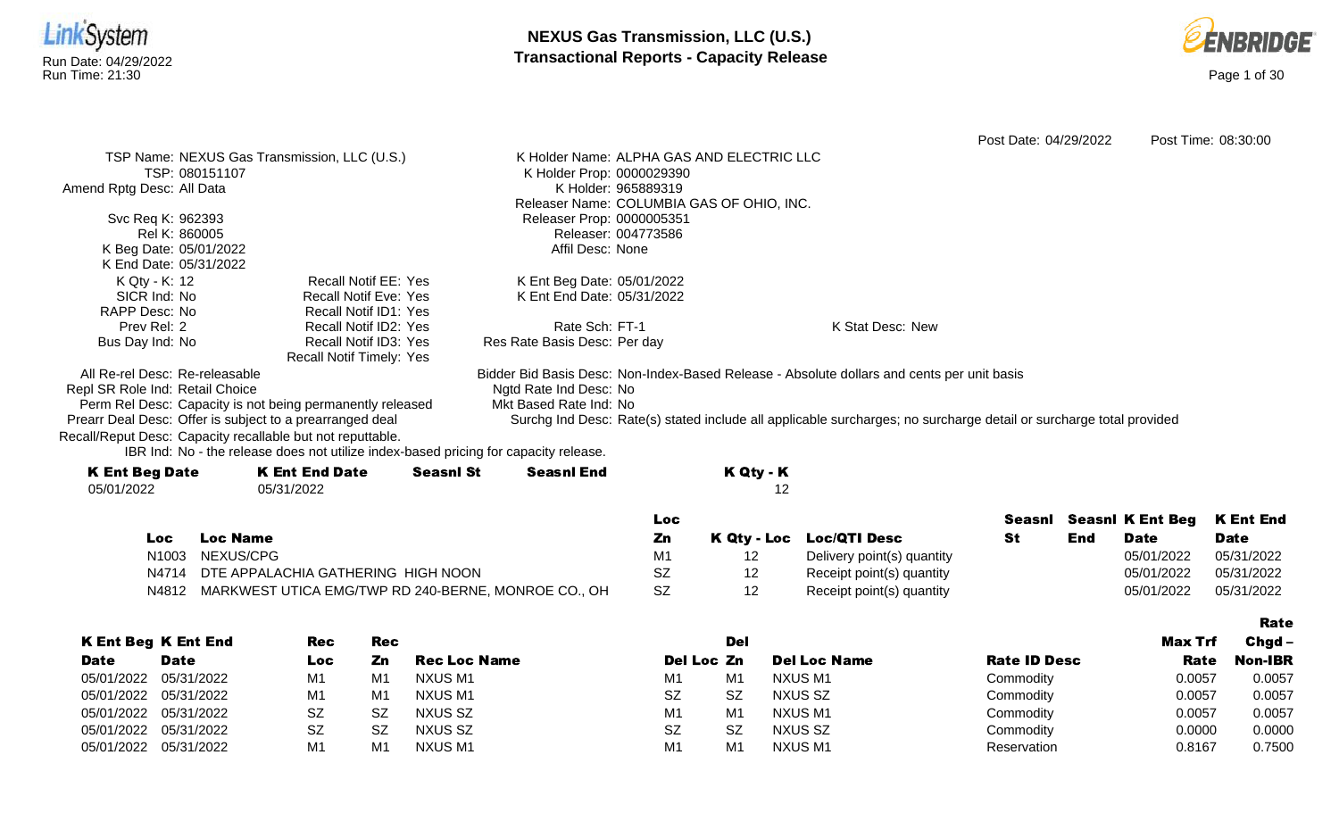# NEXUS Gas Transmission, LLC (U.S.)
## Transactional Reports - Capacity Release

Post Date: 04/29/2022 Post Time: 08:30:00

TSP Name: NEXUS Gas Transmission, LLC (U.S.)
TSP: 080151107
Amend Rptg Desc: All Data

K Holder Name: ALPHA GAS AND ELECTRIC LLC
K Holder Prop: 0000029390
K Holder: 965889319
Releaser Name: COLUMBIA GAS OF OHIO, INC.
Releaser Prop: 0000005351
Releaser: 004773586
Affil Desc: None

Svc Req K: 962393
Rel K: 860005
K Beg Date: 05/01/2022
K End Date: 05/31/2022

K Qty - K: 12
SICR Ind: No
RAPP Desc: No
Prev Rel: 2
Bus Day Ind: No

Recall Notif EE: Yes
Recall Notif Eve: Yes
Recall Notif ID1: Yes
Recall Notif ID2: Yes
Recall Notif ID3: Yes
Recall Notif Timely: Yes

K Ent Beg Date: 05/01/2022
K Ent End Date: 05/31/2022

Rate Sch: FT-1
Res Rate Basis Desc: Per day

K Stat Desc: New

All Re-rel Desc: Re-releasable
Repl SR Role Ind: Retail Choice
Perm Rel Desc: Capacity is not being permanently released
Prearr Deal Desc: Offer is subject to a prearranged deal
Recall/Reput Desc: Capacity recallable but not reputtable.
IBR Ind: No - the release does not utilize index-based pricing for capacity release.

Bidder Bid Basis Desc: Non-Index-Based Release - Absolute dollars and cents per unit basis
Ngtd Rate Ind Desc: No
Mkt Based Rate Ind: No
Surchg Ind Desc: Rate(s) stated include all applicable surcharges; no surcharge detail or surcharge total provided

| K Ent Beg Date | K Ent End Date | Seasnl St | Seasnl End | K Qty - K |
|---|---|---|---|---|
| 05/01/2022 | 05/31/2022 | | | 12 |

| Loc | Loc Name | Loc Zn | K Qty - Loc | Loc/QTI Desc | Seasnl St | Seasnl End | K Ent Beg Date | K Ent End Date |
|---|---|---|---|---|---|---|---|---|
| N1003 | NEXUS/CPG | M1 | 12 | Delivery point(s) quantity | | | 05/01/2022 | 05/31/2022 |
| N4714 | DTE APPALACHIA GATHERING HIGH NOON | SZ | 12 | Receipt point(s) quantity | | | 05/01/2022 | 05/31/2022 |
| N4812 | MARKWEST UTICA EMG/TWP RD 240-BERNE, MONROE CO., OH | SZ | 12 | Receipt point(s) quantity | | | 05/01/2022 | 05/31/2022 |

| K Ent Beg Date | K Ent End Date | Rec Loc | Rec Zn | Rec Loc Name | Del Loc | Del Zn | Del Loc Name | Rate ID Desc | Max Trf Rate | Rate Chgd – Non-IBR |
|---|---|---|---|---|---|---|---|---|---|---|
| 05/01/2022 | 05/31/2022 | M1 | M1 | NXUS M1 | M1 | M1 | NXUS M1 | Commodity | 0.0057 | 0.0057 |
| 05/01/2022 | 05/31/2022 | M1 | M1 | NXUS M1 | SZ | SZ | NXUS SZ | Commodity | 0.0057 | 0.0057 |
| 05/01/2022 | 05/31/2022 | SZ | SZ | NXUS SZ | M1 | M1 | NXUS M1 | Commodity | 0.0057 | 0.0057 |
| 05/01/2022 | 05/31/2022 | SZ | SZ | NXUS SZ | SZ | SZ | NXUS SZ | Commodity | 0.0000 | 0.0000 |
| 05/01/2022 | 05/31/2022 | M1 | M1 | NXUS M1 | M1 | M1 | NXUS M1 | Reservation | 0.8167 | 0.7500 |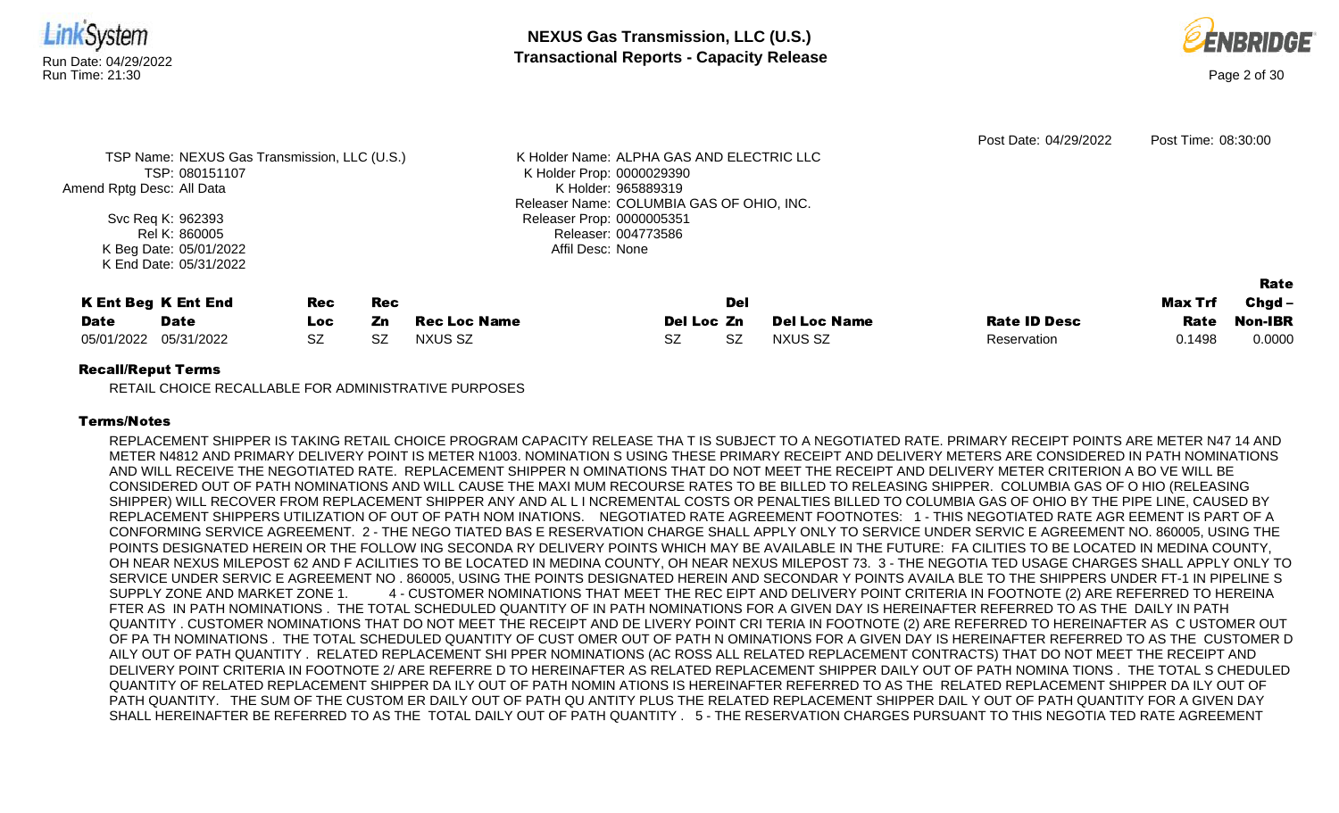Post Date: 04/29/2022 Post Time: 08:30:00

TSP Name: NEXUS Gas Transmission, LLC (U.S.)
TSP: 080151107
Amend Rptg Desc: All Data
Svc Req K: 962393
Rel K: 860005
K Beg Date: 05/01/2022
K End Date: 05/31/2022

K Holder Name: ALPHA GAS AND ELECTRIC LLC
K Holder Prop: 0000029390
K Holder: 965889319
Releaser Name: COLUMBIA GAS OF OHIO, INC.
Releaser Prop: 0000005351
Releaser: 004773586
Affil Desc: None

| K Ent Beg Date | K Ent End Date | Rec Loc | Rec Zn | Rec Loc Name | Del Loc | Del Zn | Del Loc Name | Rate ID Desc | Max Trf Rate | Rate Chgd – Non-IBR |
|---|---|---|---|---|---|---|---|---|---|---|
| 05/01/2022 | 05/31/2022 | SZ | SZ | NXUS SZ | SZ | SZ | NXUS SZ | Reservation | 0.1498 | 0.0000 |

**Recall/Reput Terms**

RETAIL CHOICE RECALLABLE FOR ADMINISTRATIVE PURPOSES

**Terms/Notes**

REPLACEMENT SHIPPER IS TAKING RETAIL CHOICE PROGRAM CAPACITY RELEASE THA T IS SUBJECT TO A NEGOTIATED RATE. PRIMARY RECEIPT POINTS ARE METER N47 14 AND METER N4812 AND PRIMARY DELIVERY POINT IS METER N1003. NOMINATION S USING THESE PRIMARY RECEIPT AND DELIVERY METERS ARE CONSIDERED IN PATH NOMINATIONS AND WILL RECEIVE THE NEGOTIATED RATE. REPLACEMENT SHIPPER N OMINATIONS THAT DO NOT MEET THE RECEIPT AND DELIVERY METER CRITERION A BO VE WILL BE CONSIDERED OUT OF PATH NOMINATIONS AND WILL CAUSE THE MAXI MUM RECOURSE RATES TO BE BILLED TO RELEASING SHIPPER. COLUMBIA GAS OF O HIO (RELEASING SHIPPER) WILL RECOVER FROM REPLACEMENT SHIPPER ANY AND AL L I NCREMENTAL COSTS OR PENALTIES BILLED TO COLUMBIA GAS OF OHIO BY THE PIPE LINE, CAUSED BY REPLACEMENT SHIPPERS UTILIZATION OF OUT OF PATH NOM INATIONS. NEGOTIATED RATE AGREEMENT FOOTNOTES: 1 - THIS NEGOTIATED RATE AGR EEMENT IS PART OF A CONFORMING SERVICE AGREEMENT. 2 - THE NEGO TIATED BAS E RESERVATION CHARGE SHALL APPLY ONLY TO SERVICE UNDER SERVIC E AGREEMENT NO. 860005, USING THE POINTS DESIGNATED HEREIN OR THE FOLLOW ING SECONDA RY DELIVERY POINTS WHICH MAY BE AVAILABLE IN THE FUTURE: FA CILITIES TO BE LOCATED IN MEDINA COUNTY, OH NEAR NEXUS MILEPOST 62 AND F ACILITIES TO BE LOCATED IN MEDINA COUNTY, OH NEAR NEXUS MILEPOST 73. 3 - THE NEGOTIA TED USAGE CHARGES SHALL APPLY ONLY TO SERVICE UNDER SERVIC E AGREEMENT NO . 860005, USING THE POINTS DESIGNATED HEREIN AND SECONDAR Y POINTS AVAILA BLE TO THE SHIPPERS UNDER FT-1 IN PIPELINE S SUPPLY ZONE AND MARKET ZONE 1. 4 - CUSTOMER NOMINATIONS THAT MEET THE REC EIPT AND DELIVERY POINT CRITERIA IN FOOTNOTE (2) ARE REFERRED TO HEREINA FTER AS IN PATH NOMINATIONS . THE TOTAL SCHEDULED QUANTITY OF IN PATH NOMINATIONS FOR A GIVEN DAY IS HEREINAFTER REFERRED TO AS THE DAILY IN PATH QUANTITY . CUSTOMER NOMINATIONS THAT DO NOT MEET THE RECEIPT AND DE LIVERY POINT CRI TERIA IN FOOTNOTE (2) ARE REFERRED TO HEREINAFTER AS C USTOMER OUT OF PA TH NOMINATIONS . THE TOTAL SCHEDULED QUANTITY OF CUST OMER OUT OF PATH N OMINATIONS FOR A GIVEN DAY IS HEREINAFTER REFERRED TO AS THE CUSTOMER D AILY OUT OF PATH QUANTITY . RELATED REPLACEMENT SHI PPER NOMINATIONS (AC ROSS ALL RELATED REPLACEMENT CONTRACTS) THAT DO NOT MEET THE RECEIPT AND DELIVERY POINT CRITERIA IN FOOTNOTE 2/ ARE REFERRE D TO HEREINAFTER AS RELATED REPLACEMENT SHIPPER DAILY OUT OF PATH NOMINA TIONS . THE TOTAL S CHEDULED QUANTITY OF RELATED REPLACEMENT SHIPPER DA ILY OUT OF PATH NOMIN ATIONS IS HEREINAFTER REFERRED TO AS THE RELATED REPLACEMENT SHIPPER DA ILY OUT OF PATH QUANTITY. THE SUM OF THE CUSTOM ER DAILY OUT OF PATH QU ANTITY PLUS THE RELATED REPLACEMENT SHIPPER DAIL Y OUT OF PATH QUANTITY FOR A GIVEN DAY SHALL HEREINAFTER BE REFERRED TO AS THE TOTAL DAILY OUT OF PATH QUANTITY . 5 - THE RESERVATION CHARGES PURSUANT TO THIS NEGOTIA TED RATE AGREEMENT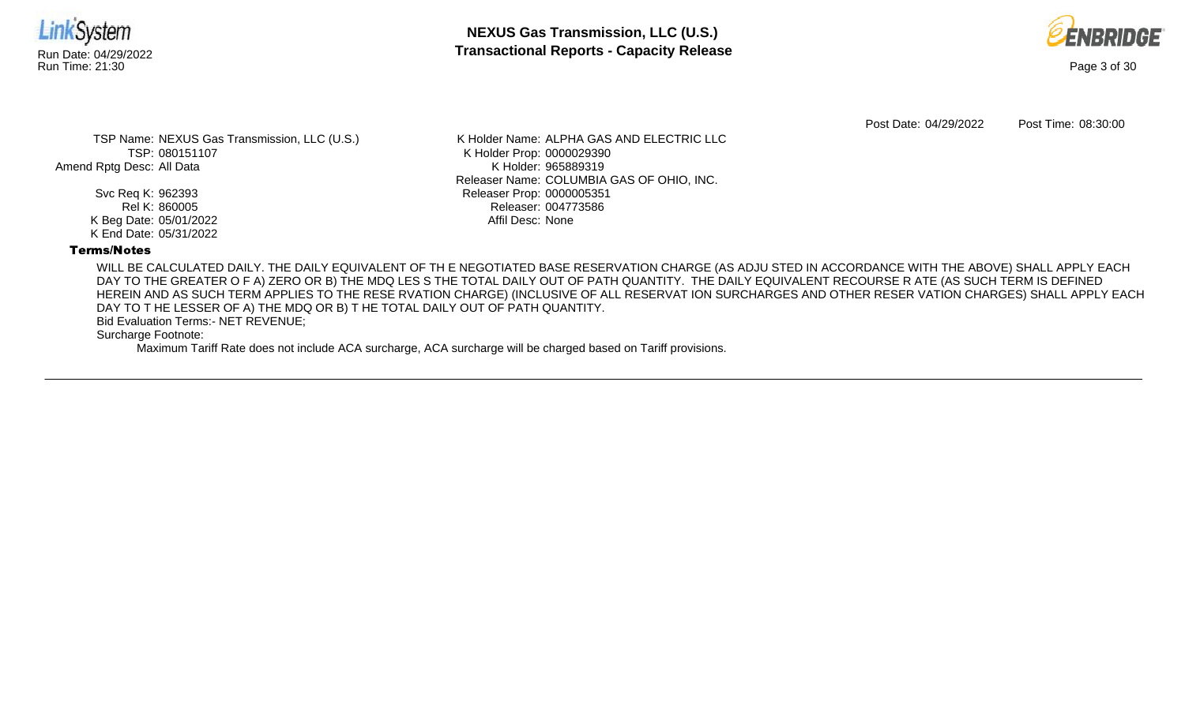Post Date: 04/29/2022 Post Time: 08:30:00

TSP Name: NEXUS Gas Transmission, LLC (U.S.)
TSP: 080151107
Amend Rptg Desc: All Data

Svc Req K: 962393
Rel K: 860005
K Beg Date: 05/01/2022
K End Date: 05/31/2022

K Holder Name: ALPHA GAS AND ELECTRIC LLC
K Holder Prop: 0000029390
K Holder: 965889319
Releaser Name: COLUMBIA GAS OF OHIO, INC.
Releaser Prop: 0000005351
Releaser: 004773586
Affil Desc: None

**Terms/Notes**

WILL BE CALCULATED DAILY. THE DAILY EQUIVALENT OF TH E NEGOTIATED BASE RESERVATION CHARGE (AS ADJU STED IN ACCORDANCE WITH THE ABOVE) SHALL APPLY EACH DAY TO THE GREATER O F A) ZERO OR B) THE MDQ LES S THE TOTAL DAILY OUT OF PATH QUANTITY. THE DAILY EQUIVALENT RECOURSE R ATE (AS SUCH TERM IS DEFINED HEREIN AND AS SUCH TERM APPLIES TO THE RESE RVATION CHARGE) (INCLUSIVE OF ALL RESERVAT ION SURCHARGES AND OTHER RESER VATION CHARGES) SHALL APPLY EACH DAY TO T HE LESSER OF A) THE MDQ OR B) T HE TOTAL DAILY OUT OF PATH QUANTITY.

Bid Evaluation Terms:- NET REVENUE;

Surcharge Footnote:

Maximum Tariff Rate does not include ACA surcharge, ACA surcharge will be charged based on Tariff provisions.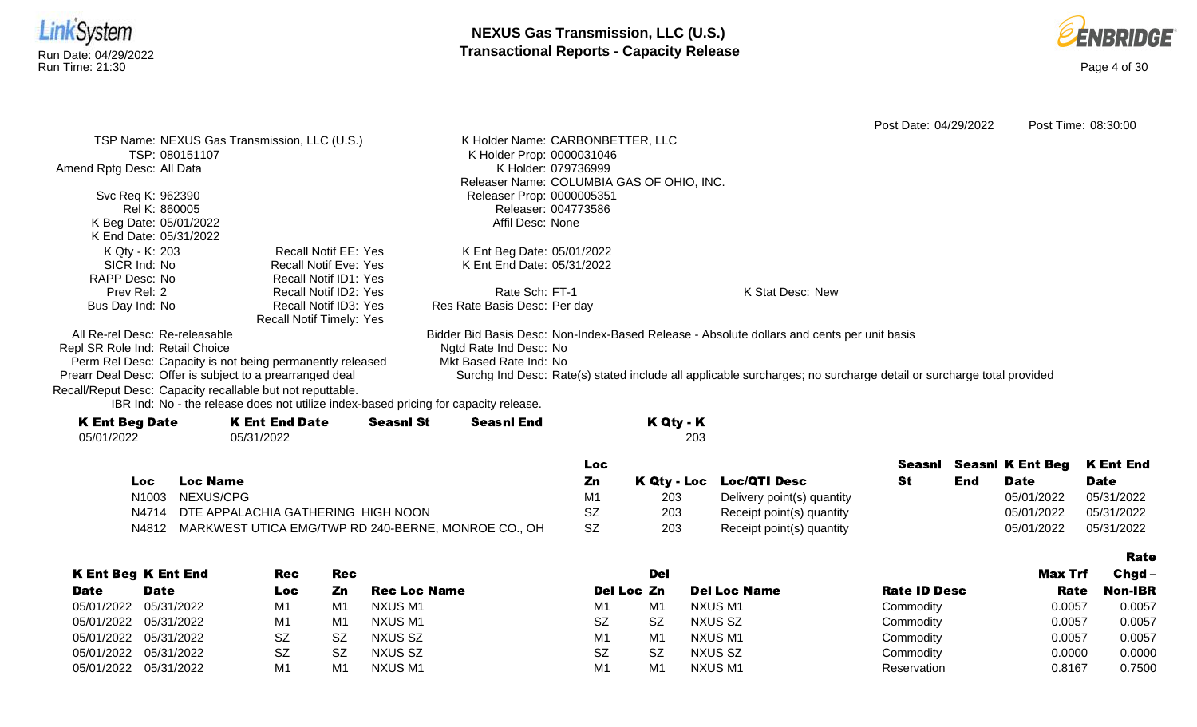Post Date: 04/29/2022 Post Time: 08:30:00

TSP Name: NEXUS Gas Transmission, LLC (U.S.)
TSP: 080151107
Amend Rptg Desc: All Data

Svc Req K: 962390
Rel K: 860005
K Beg Date: 05/01/2022
K End Date: 05/31/2022
K Qty - K: 203
SICR Ind: No
RAPP Desc: No
Prev Rel: 2
Bus Day Ind: No

Recall Notif EE: Yes
Recall Notif Eve: Yes
Recall Notif ID1: Yes
Recall Notif ID2: Yes
Recall Notif ID3: Yes
Recall Notif Timely: Yes

K Holder Name: CARBONBETTER, LLC
K Holder Prop: 0000031046
K Holder: 079736999
Releaser Name: COLUMBIA GAS OF OHIO, INC.
Releaser Prop: 0000005351
Releaser: 004773586
Affil Desc: None

K Ent Beg Date: 05/01/2022
K Ent End Date: 05/31/2022

Rate Sch: FT-1
Res Rate Basis Desc: Per day

K Stat Desc: New

All Re-rel Desc: Re-releasable
Repl SR Role Ind: Retail Choice
Perm Rel Desc: Capacity is not being permanently released
Prearr Deal Desc: Offer is subject to a prearranged deal
Recall/Reput Desc: Capacity recallable but not reputtable.
IBR Ind: No - the release does not utilize index-based pricing for capacity release.

Bidder Bid Basis Desc: Non-Index-Based Release - Absolute dollars and cents per unit basis
Ngtd Rate Ind Desc: No
Mkt Based Rate Ind: No
Surchg Ind Desc: Rate(s) stated include all applicable surcharges; no surcharge detail or surcharge total provided

| K Ent Beg Date | K Ent End Date | Seasnl St | Seasnl End | K Qty - K |
|---|---|---|---|---|
| 05/01/2022 | 05/31/2022 | | | 203 |

| Loc | Loc Name | Loc Zn | K Qty - Loc | Loc/QTI Desc | Seasnl St | Seasnl End | K Ent Beg Date | K Ent End Date |
|---|---|---|---|---|---|---|---|---|
| N1003 | NEXUS/CPG | M1 | 203 | Delivery point(s) quantity | | | 05/01/2022 | 05/31/2022 |
| N4714 | DTE APPALACHIA GATHERING HIGH NOON | SZ | 203 | Receipt point(s) quantity | | | 05/01/2022 | 05/31/2022 |
| N4812 | MARKWEST UTICA EMG/TWP RD 240-BERNE, MONROE CO., OH | SZ | 203 | Receipt point(s) quantity | | | 05/01/2022 | 05/31/2022 |

| K Ent Beg Date | K Ent End Date | Rec Loc | Rec Zn | Rec Loc Name | Del Loc | Del Zn | Del Loc Name | Rate ID Desc | Max Trf Rate | Rate Chgd – Non-IBR |
|---|---|---|---|---|---|---|---|---|---|---|
| 05/01/2022 | 05/31/2022 | M1 | M1 | NXUS M1 | M1 | M1 | NXUS M1 | Commodity | 0.0057 | 0.0057 |
| 05/01/2022 | 05/31/2022 | M1 | M1 | NXUS M1 | SZ | SZ | NXUS SZ | Commodity | 0.0057 | 0.0057 |
| 05/01/2022 | 05/31/2022 | SZ | SZ | NXUS SZ | M1 | M1 | NXUS M1 | Commodity | 0.0057 | 0.0057 |
| 05/01/2022 | 05/31/2022 | SZ | SZ | NXUS SZ | SZ | SZ | NXUS SZ | Commodity | 0.0000 | 0.0000 |
| 05/01/2022 | 05/31/2022 | M1 | M1 | NXUS M1 | M1 | M1 | NXUS M1 | Reservation | 0.8167 | 0.7500 |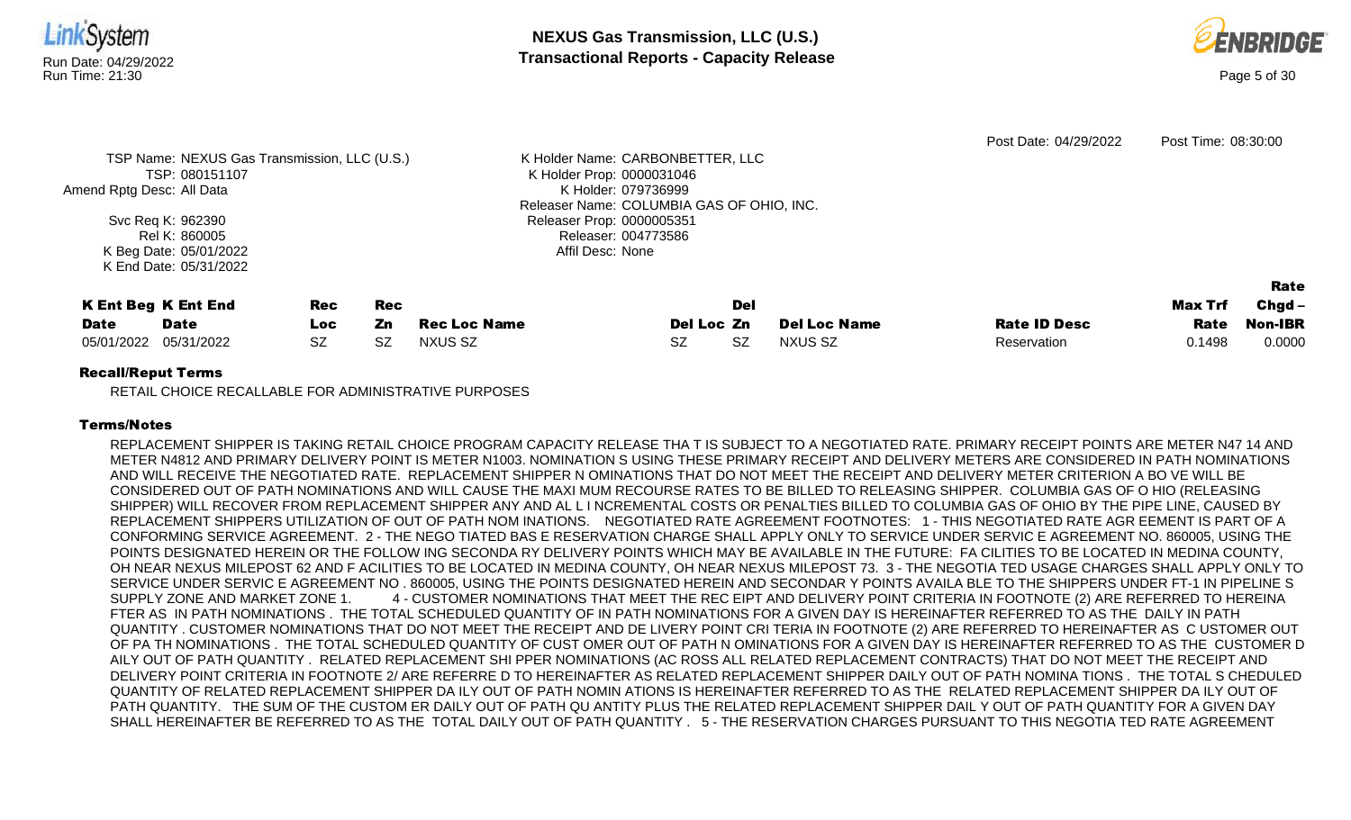Post Date: 04/29/2022 Post Time: 08:30:00

TSP Name: NEXUS Gas Transmission, LLC (U.S.)
TSP: 080151107
Amend Rptg Desc: All Data
Svc Req K: 962390
Rel K: 860005
K Beg Date: 05/01/2022
K End Date: 05/31/2022

K Holder Name: CARBONBETTER, LLC
K Holder Prop: 0000031046
K Holder: 079736999
Releaser Name: COLUMBIA GAS OF OHIO, INC.
Releaser Prop: 0000005351
Releaser: 004773586
Affil Desc: None

| K Ent Beg Date | K Ent End Date | Rec Loc | Rec Zn | Rec Loc Name | Del Loc | Del Zn | Del Loc Name | Rate ID Desc | Max Trf Rate | Rate Chgd – Non-IBR |
|---|---|---|---|---|---|---|---|---|---|---|
| 05/01/2022 | 05/31/2022 | SZ | SZ | NXUS SZ | SZ | SZ | NXUS SZ | Reservation | 0.1498 | 0.0000 |

**Recall/Reput Terms**

RETAIL CHOICE RECALLABLE FOR ADMINISTRATIVE PURPOSES

**Terms/Notes**

REPLACEMENT SHIPPER IS TAKING RETAIL CHOICE PROGRAM CAPACITY RELEASE THA T IS SUBJECT TO A NEGOTIATED RATE. PRIMARY RECEIPT POINTS ARE METER N47 14 AND METER N4812 AND PRIMARY DELIVERY POINT IS METER N1003. NOMINATION S USING THESE PRIMARY RECEIPT AND DELIVERY METERS ARE CONSIDERED IN PATH NOMINATIONS AND WILL RECEIVE THE NEGOTIATED RATE. REPLACEMENT SHIPPER N OMINATIONS THAT DO NOT MEET THE RECEIPT AND DELIVERY METER CRITERION A BO VE WILL BE CONSIDERED OUT OF PATH NOMINATIONS AND WILL CAUSE THE MAXI MUM RECOURSE RATES TO BE BILLED TO RELEASING SHIPPER. COLUMBIA GAS OF O HIO (RELEASING SHIPPER) WILL RECOVER FROM REPLACEMENT SHIPPER ANY AND AL L I NCREMENTAL COSTS OR PENALTIES BILLED TO COLUMBIA GAS OF OHIO BY THE PIPE LINE, CAUSED BY REPLACEMENT SHIPPERS UTILIZATION OF OUT OF PATH NOM INATIONS. NEGOTIATED RATE AGREEMENT FOOTNOTES: 1 - THIS NEGOTIATED RATE AGR EEMENT IS PART OF A CONFORMING SERVICE AGREEMENT. 2 - THE NEGO TIATED BAS E RESERVATION CHARGE SHALL APPLY ONLY TO SERVICE UNDER SERVIC E AGREEMENT NO. 860005, USING THE POINTS DESIGNATED HEREIN OR THE FOLLOW ING SECONDA RY DELIVERY POINTS WHICH MAY BE AVAILABLE IN THE FUTURE: FA CILITIES TO BE LOCATED IN MEDINA COUNTY, OH NEAR NEXUS MILEPOST 62 AND F ACILITIES TO BE LOCATED IN MEDINA COUNTY, OH NEAR NEXUS MILEPOST 73. 3 - THE NEGOTIA TED USAGE CHARGES SHALL APPLY ONLY TO SERVICE UNDER SERVIC E AGREEMENT NO . 860005, USING THE POINTS DESIGNATED HEREIN AND SECONDAR Y POINTS AVAILA BLE TO THE SHIPPERS UNDER FT-1 IN PIPELINE S SUPPLY ZONE AND MARKET ZONE 1. 4 - CUSTOMER NOMINATIONS THAT MEET THE REC EIPT AND DELIVERY POINT CRITERIA IN FOOTNOTE (2) ARE REFERRED TO HEREINA FTER AS IN PATH NOMINATIONS . THE TOTAL SCHEDULED QUANTITY OF IN PATH NOMINATIONS FOR A GIVEN DAY IS HEREINAFTER REFERRED TO AS THE DAILY IN PATH QUANTITY . CUSTOMER NOMINATIONS THAT DO NOT MEET THE RECEIPT AND DE LIVERY POINT CRI TERIA IN FOOTNOTE (2) ARE REFERRED TO HEREINAFTER AS C USTOMER OUT OF PA TH NOMINATIONS . THE TOTAL SCHEDULED QUANTITY OF CUST OMER OUT OF PATH N OMINATIONS FOR A GIVEN DAY IS HEREINAFTER REFERRED TO AS THE CUSTOMER D AILY OUT OF PATH QUANTITY . RELATED REPLACEMENT SHI PPER NOMINATIONS (AC ROSS ALL RELATED REPLACEMENT CONTRACTS) THAT DO NOT MEET THE RECEIPT AND DELIVERY POINT CRITERIA IN FOOTNOTE 2/ ARE REFERRE D TO HEREINAFTER AS RELATED REPLACEMENT SHIPPER DAILY OUT OF PATH NOMINA TIONS . THE TOTAL S CHEDULED QUANTITY OF RELATED REPLACEMENT SHIPPER DA ILY OUT OF PATH NOMIN ATIONS IS HEREINAFTER REFERRED TO AS THE RELATED REPLACEMENT SHIPPER DA ILY OUT OF PATH QUANTITY. THE SUM OF THE CUSTOM ER DAILY OUT OF PATH QU ANTITY PLUS THE RELATED REPLACEMENT SHIPPER DAIL Y OUT OF PATH QUANTITY FOR A GIVEN DAY SHALL HEREINAFTER BE REFERRED TO AS THE TOTAL DAILY OUT OF PATH QUANTITY . 5 - THE RESERVATION CHARGES PURSUANT TO THIS NEGOTIA TED RATE AGREEMENT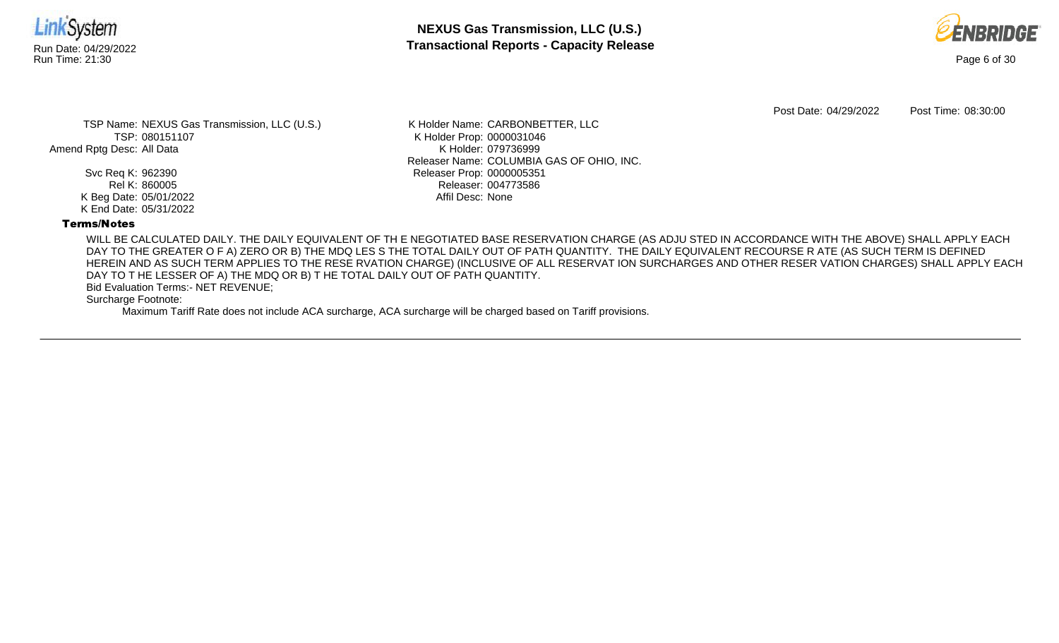Post Date: 04/29/2022 Post Time: 08:30:00

TSP Name: NEXUS Gas Transmission, LLC (U.S.)
TSP: 080151107
Amend Rptg Desc: All Data

Svc Req K: 962390
Rel K: 860005
K Beg Date: 05/01/2022
K End Date: 05/31/2022

K Holder Name: CARBONBETTER, LLC
K Holder Prop: 0000031046
K Holder: 079736999
Releaser Name: COLUMBIA GAS OF OHIO, INC.
Releaser Prop: 0000005351
Releaser: 004773586
Affil Desc: None

**Terms/Notes**

WILL BE CALCULATED DAILY. THE DAILY EQUIVALENT OF TH E NEGOTIATED BASE RESERVATION CHARGE (AS ADJU STED IN ACCORDANCE WITH THE ABOVE) SHALL APPLY EACH DAY TO THE GREATER O F A) ZERO OR B) THE MDQ LES S THE TOTAL DAILY OUT OF PATH QUANTITY. THE DAILY EQUIVALENT RECOURSE R ATE (AS SUCH TERM IS DEFINED HEREIN AND AS SUCH TERM APPLIES TO THE RESE RVATION CHARGE) (INCLUSIVE OF ALL RESERVAT ION SURCHARGES AND OTHER RESER VATION CHARGES) SHALL APPLY EACH DAY TO T HE LESSER OF A) THE MDQ OR B) T HE TOTAL DAILY OUT OF PATH QUANTITY.

Bid Evaluation Terms:- NET REVENUE;

Surcharge Footnote:

Maximum Tariff Rate does not include ACA surcharge, ACA surcharge will be charged based on Tariff provisions.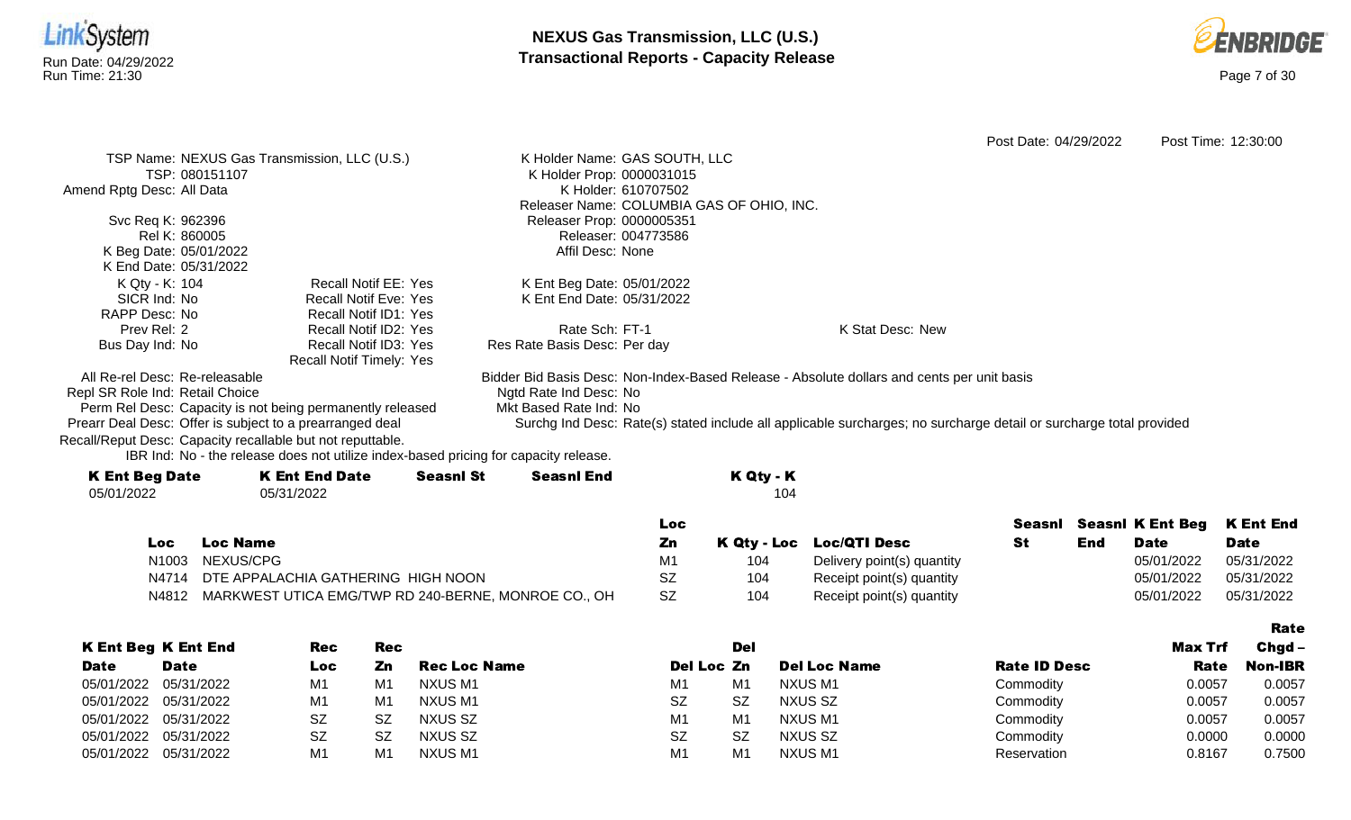Post Date: 04/29/2022 Post Time: 12:30:00

TSP Name: NEXUS Gas Transmission, LLC (U.S.)
TSP: 080151107
Amend Rptg Desc: All Data

Svc Req K: 962396
Rel K: 860005
K Beg Date: 05/01/2022
K End Date: 05/31/2022
K Qty - K: 104
SICR Ind: No
RAPP Desc: No
Prev Rel: 2
Bus Day Ind: No

Recall Notif EE: Yes
Recall Notif Eve: Yes
Recall Notif ID1: Yes
Recall Notif ID2: Yes
Recall Notif ID3: Yes
Recall Notif Timely: Yes

K Holder Name: GAS SOUTH, LLC
K Holder Prop: 0000031015
K Holder: 610707502
Releaser Name: COLUMBIA GAS OF OHIO, INC.
Releaser Prop: 0000005351
Releaser: 004773586
Affil Desc: None

K Ent Beg Date: 05/01/2022
K Ent End Date: 05/31/2022

Rate Sch: FT-1
Res Rate Basis Desc: Per day

K Stat Desc: New

All Re-rel Desc: Re-releasable
Repl SR Role Ind: Retail Choice
Perm Rel Desc: Capacity is not being permanently released
Prearr Deal Desc: Offer is subject to a prearranged deal
Recall/Reput Desc: Capacity recallable but not reputtable.
IBR Ind: No - the release does not utilize index-based pricing for capacity release.

Bidder Bid Basis Desc: Non-Index-Based Release - Absolute dollars and cents per unit basis
Ngtd Rate Ind Desc: No
Mkt Based Rate Ind: No
Surchg Ind Desc: Rate(s) stated include all applicable surcharges; no surcharge detail or surcharge total provided

| K Ent Beg Date | K Ent End Date | Seasnl St | Seasnl End | K Qty - K |
|---|---|---|---|---|
| 05/01/2022 | 05/31/2022 | | | 104 |

| Loc | Loc Name | Loc Zn | K Qty - Loc | Loc/QTI Desc | Seasnl St | Seasnl End | K Ent Beg Date | K Ent End Date |
|---|---|---|---|---|---|---|---|---|
| N1003 | NEXUS/CPG | M1 | 104 | Delivery point(s) quantity | | | 05/01/2022 | 05/31/2022 |
| N4714 | DTE APPALACHIA GATHERING HIGH NOON | SZ | 104 | Receipt point(s) quantity | | | 05/01/2022 | 05/31/2022 |
| N4812 | MARKWEST UTICA EMG/TWP RD 240-BERNE, MONROE CO., OH | SZ | 104 | Receipt point(s) quantity | | | 05/01/2022 | 05/31/2022 |

| K Ent Beg Date | K Ent End Date | Rec Loc | Rec Zn | Rec Loc Name | Del Loc | Del Zn | Del Loc Name | Rate ID Desc | Max Trf Rate | Rate Chgd – Non-IBR |
|---|---|---|---|---|---|---|---|---|---|---|
| 05/01/2022 | 05/31/2022 | M1 | M1 | NXUS M1 | M1 | M1 | NXUS M1 | Commodity | 0.0057 | 0.0057 |
| 05/01/2022 | 05/31/2022 | M1 | M1 | NXUS M1 | SZ | SZ | NXUS SZ | Commodity | 0.0057 | 0.0057 |
| 05/01/2022 | 05/31/2022 | SZ | SZ | NXUS SZ | M1 | M1 | NXUS M1 | Commodity | 0.0057 | 0.0057 |
| 05/01/2022 | 05/31/2022 | SZ | SZ | NXUS SZ | SZ | SZ | NXUS SZ | Commodity | 0.0000 | 0.0000 |
| 05/01/2022 | 05/31/2022 | M1 | M1 | NXUS M1 | M1 | M1 | NXUS M1 | Reservation | 0.8167 | 0.7500 |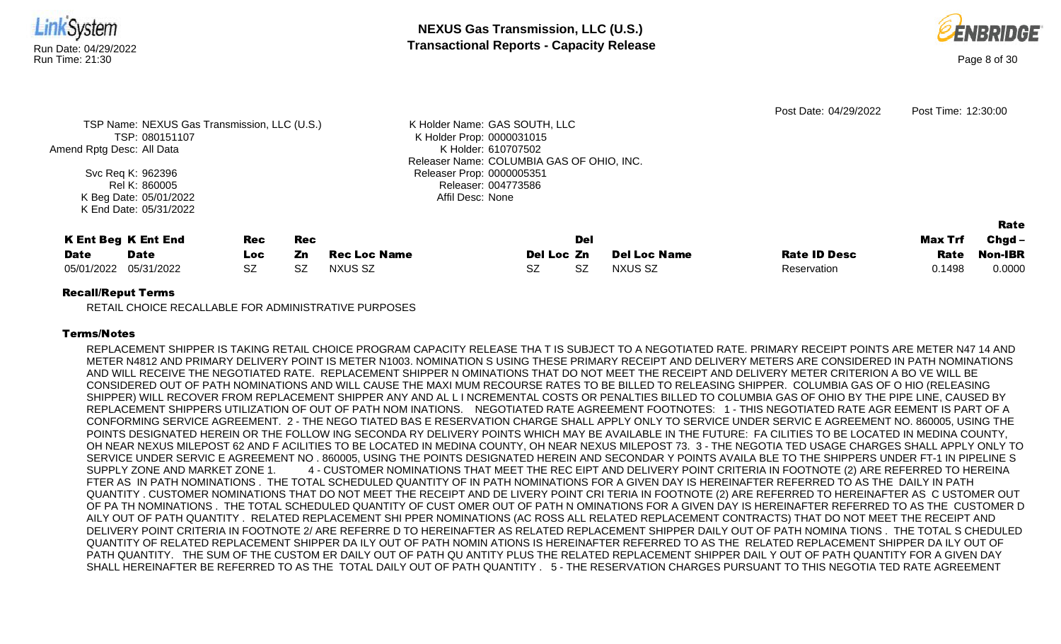Post Date: 04/29/2022 Post Time: 12:30:00

TSP Name: NEXUS Gas Transmission, LLC (U.S.)
TSP: 080151107
Amend Rptg Desc: All Data
Svc Req K: 962396
Rel K: 860005
K Beg Date: 05/01/2022
K End Date: 05/31/2022

K Holder Name: GAS SOUTH, LLC
K Holder Prop: 0000031015
K Holder: 610707502
Releaser Name: COLUMBIA GAS OF OHIO, INC.
Releaser Prop: 0000005351
Releaser: 004773586
Affil Desc: None

| K Ent Beg Date | K Ent End Date | Rec Loc | Rec Zn | Rec Loc Name | Del Loc | Del Zn | Del Loc Name | Rate ID Desc | Max Trf Rate | Rate Chgd – Non-IBR |
|---|---|---|---|---|---|---|---|---|---|---|
| 05/01/2022 | 05/31/2022 | SZ | SZ | NXUS SZ | SZ | SZ | NXUS SZ | Reservation | 0.1498 | 0.0000 |

**Recall/Reput Terms**

RETAIL CHOICE RECALLABLE FOR ADMINISTRATIVE PURPOSES

**Terms/Notes**

REPLACEMENT SHIPPER IS TAKING RETAIL CHOICE PROGRAM CAPACITY RELEASE THA T IS SUBJECT TO A NEGOTIATED RATE. PRIMARY RECEIPT POINTS ARE METER N47 14 AND METER N4812 AND PRIMARY DELIVERY POINT IS METER N1003. NOMINATION S USING THESE PRIMARY RECEIPT AND DELIVERY METERS ARE CONSIDERED IN PATH NOMINATIONS AND WILL RECEIVE THE NEGOTIATED RATE. REPLACEMENT SHIPPER N OMINATIONS THAT DO NOT MEET THE RECEIPT AND DELIVERY METER CRITERION A BO VE WILL BE CONSIDERED OUT OF PATH NOMINATIONS AND WILL CAUSE THE MAXI MUM RECOURSE RATES TO BE BILLED TO RELEASING SHIPPER. COLUMBIA GAS OF O HIO (RELEASING SHIPPER) WILL RECOVER FROM REPLACEMENT SHIPPER ANY AND AL L I NCREMENTAL COSTS OR PENALTIES BILLED TO COLUMBIA GAS OF OHIO BY THE PIPE LINE, CAUSED BY REPLACEMENT SHIPPERS UTILIZATION OF OUT OF PATH NOM INATIONS. NEGOTIATED RATE AGREEMENT FOOTNOTES: 1 - THIS NEGOTIATED RATE AGR EEMENT IS PART OF A CONFORMING SERVICE AGREEMENT. 2 - THE NEGO TIATED BAS E RESERVATION CHARGE SHALL APPLY ONLY TO SERVICE UNDER SERVIC E AGREEMENT NO. 860005, USING THE POINTS DESIGNATED HEREIN OR THE FOLLOW ING SECONDA RY DELIVERY POINTS WHICH MAY BE AVAILABLE IN THE FUTURE: FA CILITIES TO BE LOCATED IN MEDINA COUNTY, OH NEAR NEXUS MILEPOST 62 AND F ACILITIES TO BE LOCATED IN MEDINA COUNTY, OH NEAR NEXUS MILEPOST 73. 3 - THE NEGOTIA TED USAGE CHARGES SHALL APPLY ONLY TO SERVICE UNDER SERVIC E AGREEMENT NO . 860005, USING THE POINTS DESIGNATED HEREIN AND SECONDAR Y POINTS AVAILA BLE TO THE SHIPPERS UNDER FT-1 IN PIPELINE S SUPPLY ZONE AND MARKET ZONE 1. 4 - CUSTOMER NOMINATIONS THAT MEET THE REC EIPT AND DELIVERY POINT CRITERIA IN FOOTNOTE (2) ARE REFERRED TO HEREINA FTER AS IN PATH NOMINATIONS . THE TOTAL SCHEDULED QUANTITY OF IN PATH NOMINATIONS FOR A GIVEN DAY IS HEREINAFTER REFERRED TO AS THE DAILY IN PATH QUANTITY . CUSTOMER NOMINATIONS THAT DO NOT MEET THE RECEIPT AND DE LIVERY POINT CRI TERIA IN FOOTNOTE (2) ARE REFERRED TO HEREINAFTER AS C USTOMER OUT OF PA TH NOMINATIONS . THE TOTAL SCHEDULED QUANTITY OF CUST OMER OUT OF PATH N OMINATIONS FOR A GIVEN DAY IS HEREINAFTER REFERRED TO AS THE CUSTOMER D AILY OUT OF PATH QUANTITY . RELATED REPLACEMENT SHI PPER NOMINATIONS (AC ROSS ALL RELATED REPLACEMENT CONTRACTS) THAT DO NOT MEET THE RECEIPT AND DELIVERY POINT CRITERIA IN FOOTNOTE 2/ ARE REFERRE D TO HEREINAFTER AS RELATED REPLACEMENT SHIPPER DAILY OUT OF PATH NOMINA TIONS . THE TOTAL S CHEDULED QUANTITY OF RELATED REPLACEMENT SHIPPER DA ILY OUT OF PATH NOMIN ATIONS IS HEREINAFTER REFERRED TO AS THE RELATED REPLACEMENT SHIPPER DA ILY OUT OF PATH QUANTITY. THE SUM OF THE CUSTOM ER DAILY OUT OF PATH QU ANTITY PLUS THE RELATED REPLACEMENT SHIPPER DAIL Y OUT OF PATH QUANTITY FOR A GIVEN DAY SHALL HEREINAFTER BE REFERRED TO AS THE TOTAL DAILY OUT OF PATH QUANTITY . 5 - THE RESERVATION CHARGES PURSUANT TO THIS NEGOTIA TED RATE AGREEMENT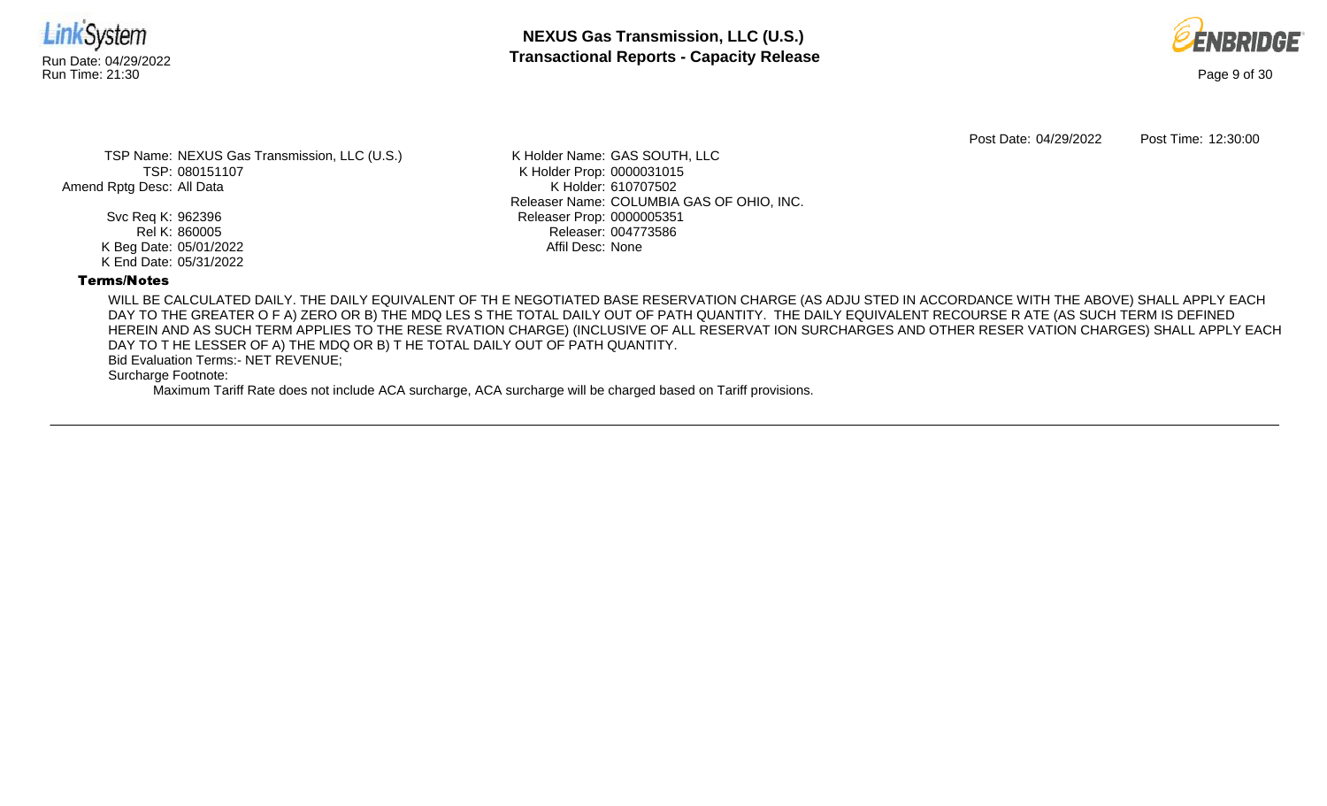Post Date: 04/29/2022 Post Time: 12:30:00

TSP Name: NEXUS Gas Transmission, LLC (U.S.)
TSP: 080151107
Amend Rptg Desc: All Data

Svc Req K: 962396
Rel K: 860005
K Beg Date: 05/01/2022
K End Date: 05/31/2022

K Holder Name: GAS SOUTH, LLC
K Holder Prop: 0000031015
K Holder: 610707502
Releaser Name: COLUMBIA GAS OF OHIO, INC.
Releaser Prop: 0000005351
Releaser: 004773586
Affil Desc: None

**Terms/Notes**

WILL BE CALCULATED DAILY. THE DAILY EQUIVALENT OF TH E NEGOTIATED BASE RESERVATION CHARGE (AS ADJU STED IN ACCORDANCE WITH THE ABOVE) SHALL APPLY EACH DAY TO THE GREATER O F A) ZERO OR B) THE MDQ LES S THE TOTAL DAILY OUT OF PATH QUANTITY. THE DAILY EQUIVALENT RECOURSE R ATE (AS SUCH TERM IS DEFINED HEREIN AND AS SUCH TERM APPLIES TO THE RESE RVATION CHARGE) (INCLUSIVE OF ALL RESERVAT ION SURCHARGES AND OTHER RESER VATION CHARGES) SHALL APPLY EACH DAY TO T HE LESSER OF A) THE MDQ OR B) T HE TOTAL DAILY OUT OF PATH QUANTITY.

Bid Evaluation Terms:- NET REVENUE;

Surcharge Footnote:

Maximum Tariff Rate does not include ACA surcharge, ACA surcharge will be charged based on Tariff provisions.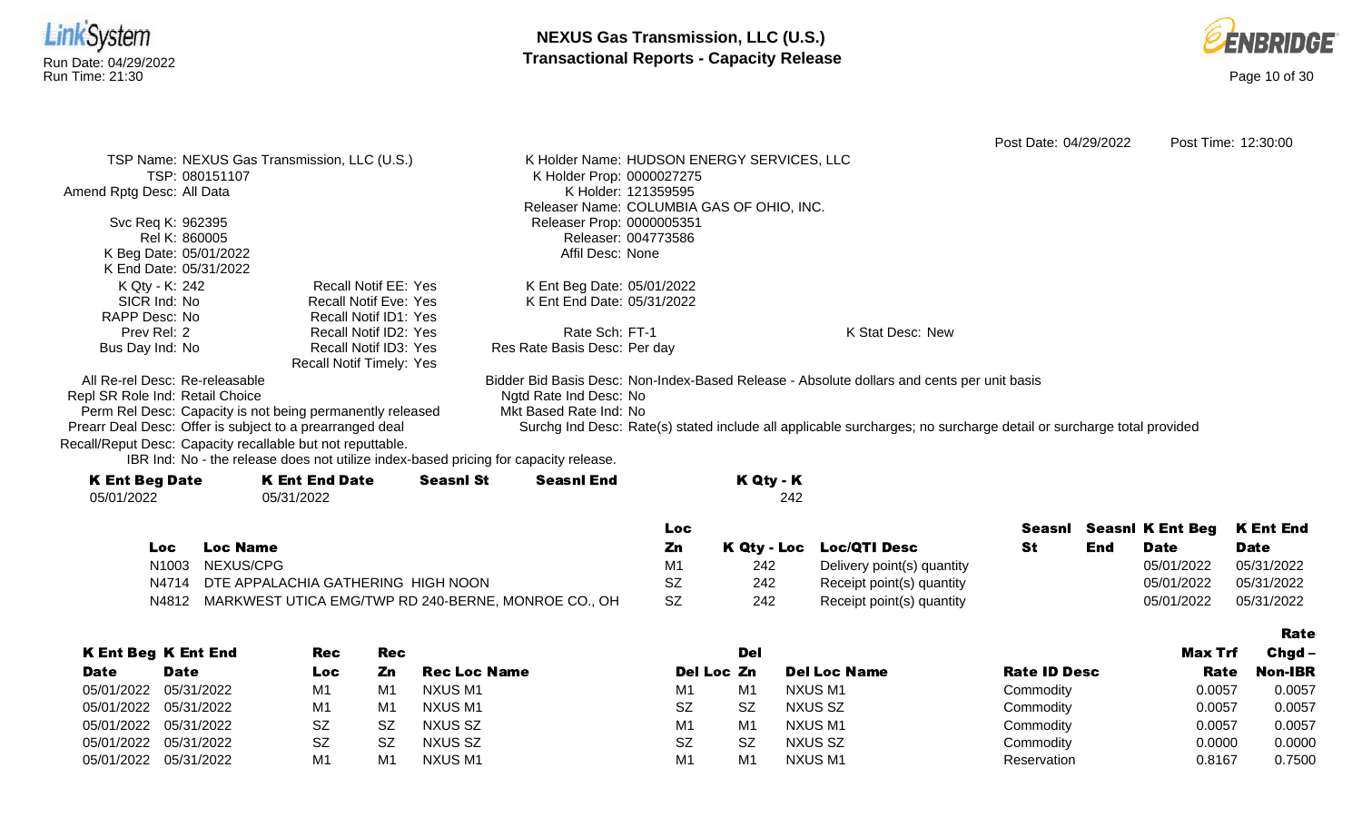Post Date: 04/29/2022 Post Time: 12:30:00

TSP Name: NEXUS Gas Transmission, LLC (U.S.)
TSP: 080151107
Amend Rptg Desc: All Data

Svc Req K: 962395
Rel K: 860005
K Beg Date: 05/01/2022
K End Date: 05/31/2022
K Qty - K: 242
SICR Ind: No
RAPP Desc: No
Prev Rel: 2
Bus Day Ind: No

Recall Notif EE: Yes
Recall Notif Eve: Yes
Recall Notif ID1: Yes
Recall Notif ID2: Yes
Recall Notif ID3: Yes
Recall Notif Timely: Yes

K Holder Name: HUDSON ENERGY SERVICES, LLC
K Holder Prop: 0000027275
K Holder: 121359595
Releaser Name: COLUMBIA GAS OF OHIO, INC.
Releaser Prop: 0000005351
Releaser: 004773586
Affil Desc: None

K Ent Beg Date: 05/01/2022
K Ent End Date: 05/31/2022

Rate Sch: FT-1
Res Rate Basis Desc: Per day

K Stat Desc: New

All Re-rel Desc: Re-releasable
Repl SR Role Ind: Retail Choice
Perm Rel Desc: Capacity is not being permanently released
Prearr Deal Desc: Offer is subject to a prearranged deal
Recall/Reput Desc: Capacity recallable but not reputtable.
IBR Ind: No - the release does not utilize index-based pricing for capacity release.

Bidder Bid Basis Desc: Non-Index-Based Release - Absolute dollars and cents per unit basis
Ngtd Rate Ind Desc: No
Mkt Based Rate Ind: No
Surchg Ind Desc: Rate(s) stated include all applicable surcharges; no surcharge detail or surcharge total provided

| K Ent Beg Date | K Ent End Date | Seasnl St | Seasnl End | K Qty - K |
|---|---|---|---|---|
| 05/01/2022 | 05/31/2022 | | | 242 |

| Loc | Loc Name | Loc Zn | K Qty - Loc | Loc/QTI Desc | Seasnl St | Seasnl End | K Ent Beg Date | K Ent End Date |
|---|---|---|---|---|---|---|---|---|
| N1003 | NEXUS/CPG | M1 | 242 | Delivery point(s) quantity | | | 05/01/2022 | 05/31/2022 |
| N4714 | DTE APPALACHIA GATHERING HIGH NOON | SZ | 242 | Receipt point(s) quantity | | | 05/01/2022 | 05/31/2022 |
| N4812 | MARKWEST UTICA EMG/TWP RD 240-BERNE, MONROE CO., OH | SZ | 242 | Receipt point(s) quantity | | | 05/01/2022 | 05/31/2022 |

| K Ent Beg Date | K Ent End Date | Rec Loc | Rec Zn | Rec Loc Name | Del Loc | Del Zn | Del Loc Name | Rate ID Desc | Max Trf Rate | Rate Chgd – Non-IBR |
|---|---|---|---|---|---|---|---|---|---|---|
| 05/01/2022 | 05/31/2022 | M1 | M1 | NXUS M1 | M1 | M1 | NXUS M1 | Commodity | 0.0057 | 0.0057 |
| 05/01/2022 | 05/31/2022 | M1 | M1 | NXUS M1 | SZ | SZ | NXUS SZ | Commodity | 0.0057 | 0.0057 |
| 05/01/2022 | 05/31/2022 | SZ | SZ | NXUS SZ | M1 | M1 | NXUS M1 | Commodity | 0.0057 | 0.0057 |
| 05/01/2022 | 05/31/2022 | SZ | SZ | NXUS SZ | SZ | SZ | NXUS SZ | Commodity | 0.0000 | 0.0000 |
| 05/01/2022 | 05/31/2022 | M1 | M1 | NXUS M1 | M1 | M1 | NXUS M1 | Reservation | 0.8167 | 0.7500 |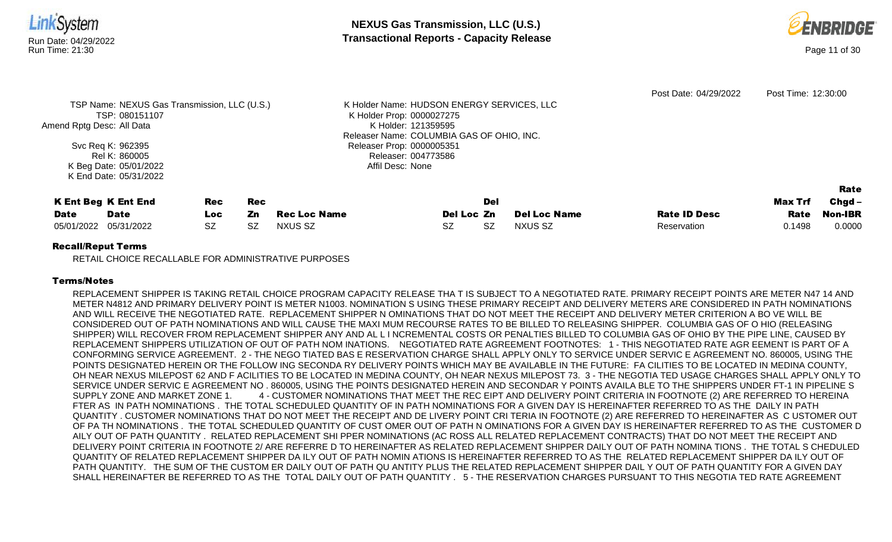Post Date: 04/29/2022 Post Time: 12:30:00

TSP Name: NEXUS Gas Transmission, LLC (U.S.)
TSP: 080151107
Amend Rptg Desc: All Data
Svc Req K: 962395
Rel K: 860005
K Beg Date: 05/01/2022
K End Date: 05/31/2022

K Holder Name: HUDSON ENERGY SERVICES, LLC
K Holder Prop: 0000027275
K Holder: 121359595
Releaser Name: COLUMBIA GAS OF OHIO, INC.
Releaser Prop: 0000005351
Releaser: 004773586
Affil Desc: None

| K Ent Beg Date | K Ent End Date | Rec Loc | Rec Zn | Rec Loc Name | Del Loc | Del Zn | Del Loc Name | Rate ID Desc | Max Trf Rate | Rate Chgd – Non-IBR |
|---|---|---|---|---|---|---|---|---|---|---|
| 05/01/2022 | 05/31/2022 | SZ | SZ | NXUS SZ | SZ | SZ | NXUS SZ | Reservation | 0.1498 | 0.0000 |

**Recall/Reput Terms**

RETAIL CHOICE RECALLABLE FOR ADMINISTRATIVE PURPOSES

**Terms/Notes**

REPLACEMENT SHIPPER IS TAKING RETAIL CHOICE PROGRAM CAPACITY RELEASE THA T IS SUBJECT TO A NEGOTIATED RATE. PRIMARY RECEIPT POINTS ARE METER N47 14 AND METER N4812 AND PRIMARY DELIVERY POINT IS METER N1003. NOMINATION S USING THESE PRIMARY RECEIPT AND DELIVERY METERS ARE CONSIDERED IN PATH NOMINATIONS AND WILL RECEIVE THE NEGOTIATED RATE. REPLACEMENT SHIPPER N OMINATIONS THAT DO NOT MEET THE RECEIPT AND DELIVERY METER CRITERION A BO VE WILL BE CONSIDERED OUT OF PATH NOMINATIONS AND WILL CAUSE THE MAXI MUM RECOURSE RATES TO BE BILLED TO RELEASING SHIPPER. COLUMBIA GAS OF O HIO (RELEASING SHIPPER) WILL RECOVER FROM REPLACEMENT SHIPPER ANY AND AL L I NCREMENTAL COSTS OR PENALTIES BILLED TO COLUMBIA GAS OF OHIO BY THE PIPE LINE, CAUSED BY REPLACEMENT SHIPPERS UTILIZATION OF OUT OF PATH NOM INATIONS. NEGOTIATED RATE AGREEMENT FOOTNOTES: 1 - THIS NEGOTIATED RATE AGR EEMENT IS PART OF A CONFORMING SERVICE AGREEMENT. 2 - THE NEGO TIATED BAS E RESERVATION CHARGE SHALL APPLY ONLY TO SERVICE UNDER SERVIC E AGREEMENT NO. 860005, USING THE POINTS DESIGNATED HEREIN OR THE FOLLOW ING SECONDA RY DELIVERY POINTS WHICH MAY BE AVAILABLE IN THE FUTURE: FA CILITIES TO BE LOCATED IN MEDINA COUNTY, OH NEAR NEXUS MILEPOST 62 AND F ACILITIES TO BE LOCATED IN MEDINA COUNTY, OH NEAR NEXUS MILEPOST 73. 3 - THE NEGOTIA TED USAGE CHARGES SHALL APPLY ONLY TO SERVICE UNDER SERVIC E AGREEMENT NO . 860005, USING THE POINTS DESIGNATED HEREIN AND SECONDAR Y POINTS AVAILA BLE TO THE SHIPPERS UNDER FT-1 IN PIPELINE S SUPPLY ZONE AND MARKET ZONE 1. 4 - CUSTOMER NOMINATIONS THAT MEET THE REC EIPT AND DELIVERY POINT CRITERIA IN FOOTNOTE (2) ARE REFERRED TO HEREINA FTER AS IN PATH NOMINATIONS . THE TOTAL SCHEDULED QUANTITY OF IN PATH NOMINATIONS FOR A GIVEN DAY IS HEREINAFTER REFERRED TO AS THE DAILY IN PATH QUANTITY . CUSTOMER NOMINATIONS THAT DO NOT MEET THE RECEIPT AND DE LIVERY POINT CRI TERIA IN FOOTNOTE (2) ARE REFERRED TO HEREINAFTER AS C USTOMER OUT OF PA TH NOMINATIONS . THE TOTAL SCHEDULED QUANTITY OF CUST OMER OUT OF PATH N OMINATIONS FOR A GIVEN DAY IS HEREINAFTER REFERRED TO AS THE CUSTOMER D AILY OUT OF PATH QUANTITY . RELATED REPLACEMENT SHI PPER NOMINATIONS (AC ROSS ALL RELATED REPLACEMENT CONTRACTS) THAT DO NOT MEET THE RECEIPT AND DELIVERY POINT CRITERIA IN FOOTNOTE 2/ ARE REFERRE D TO HEREINAFTER AS RELATED REPLACEMENT SHIPPER DAILY OUT OF PATH NOMINA TIONS . THE TOTAL S CHEDULED QUANTITY OF RELATED REPLACEMENT SHIPPER DA ILY OUT OF PATH NOMIN ATIONS IS HEREINAFTER REFERRED TO AS THE RELATED REPLACEMENT SHIPPER DA ILY OUT OF PATH QUANTITY. THE SUM OF THE CUSTOM ER DAILY OUT OF PATH QU ANTITY PLUS THE RELATED REPLACEMENT SHIPPER DAIL Y OUT OF PATH QUANTITY FOR A GIVEN DAY SHALL HEREINAFTER BE REFERRED TO AS THE TOTAL DAILY OUT OF PATH QUANTITY . 5 - THE RESERVATION CHARGES PURSUANT TO THIS NEGOTIA TED RATE AGREEMENT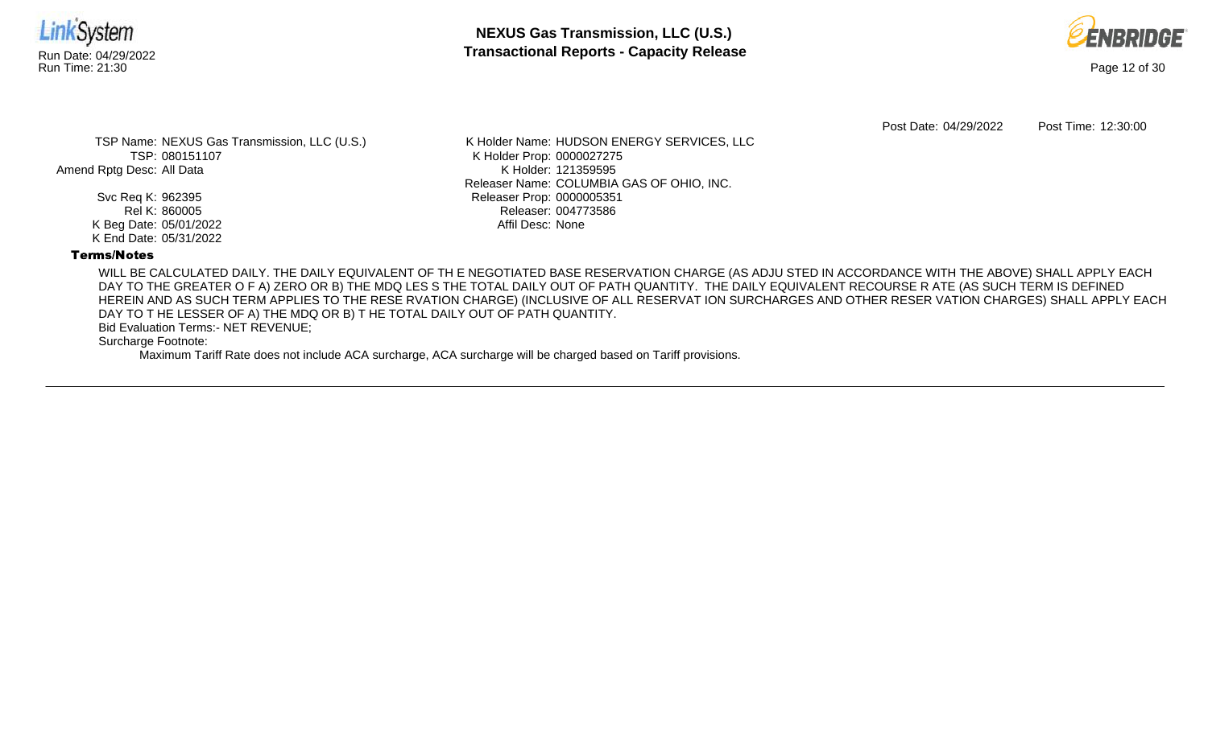Post Date: 04/29/2022 Post Time: 12:30:00

TSP Name: NEXUS Gas Transmission, LLC (U.S.)
TSP: 080151107
Amend Rptg Desc: All Data

Svc Req K: 962395
Rel K: 860005
K Beg Date: 05/01/2022
K End Date: 05/31/2022

K Holder Name: HUDSON ENERGY SERVICES, LLC
K Holder Prop: 0000027275
K Holder: 121359595
Releaser Name: COLUMBIA GAS OF OHIO, INC.
Releaser Prop: 0000005351
Releaser: 004773586
Affil Desc: None

**Terms/Notes**

WILL BE CALCULATED DAILY. THE DAILY EQUIVALENT OF TH E NEGOTIATED BASE RESERVATION CHARGE (AS ADJU STED IN ACCORDANCE WITH THE ABOVE) SHALL APPLY EACH DAY TO THE GREATER O F A) ZERO OR B) THE MDQ LES S THE TOTAL DAILY OUT OF PATH QUANTITY. THE DAILY EQUIVALENT RECOURSE R ATE (AS SUCH TERM IS DEFINED HEREIN AND AS SUCH TERM APPLIES TO THE RESE RVATION CHARGE) (INCLUSIVE OF ALL RESERVAT ION SURCHARGES AND OTHER RESER VATION CHARGES) SHALL APPLY EACH DAY TO T HE LESSER OF A) THE MDQ OR B) T HE TOTAL DAILY OUT OF PATH QUANTITY.

Bid Evaluation Terms:- NET REVENUE;

Surcharge Footnote:

Maximum Tariff Rate does not include ACA surcharge, ACA surcharge will be charged based on Tariff provisions.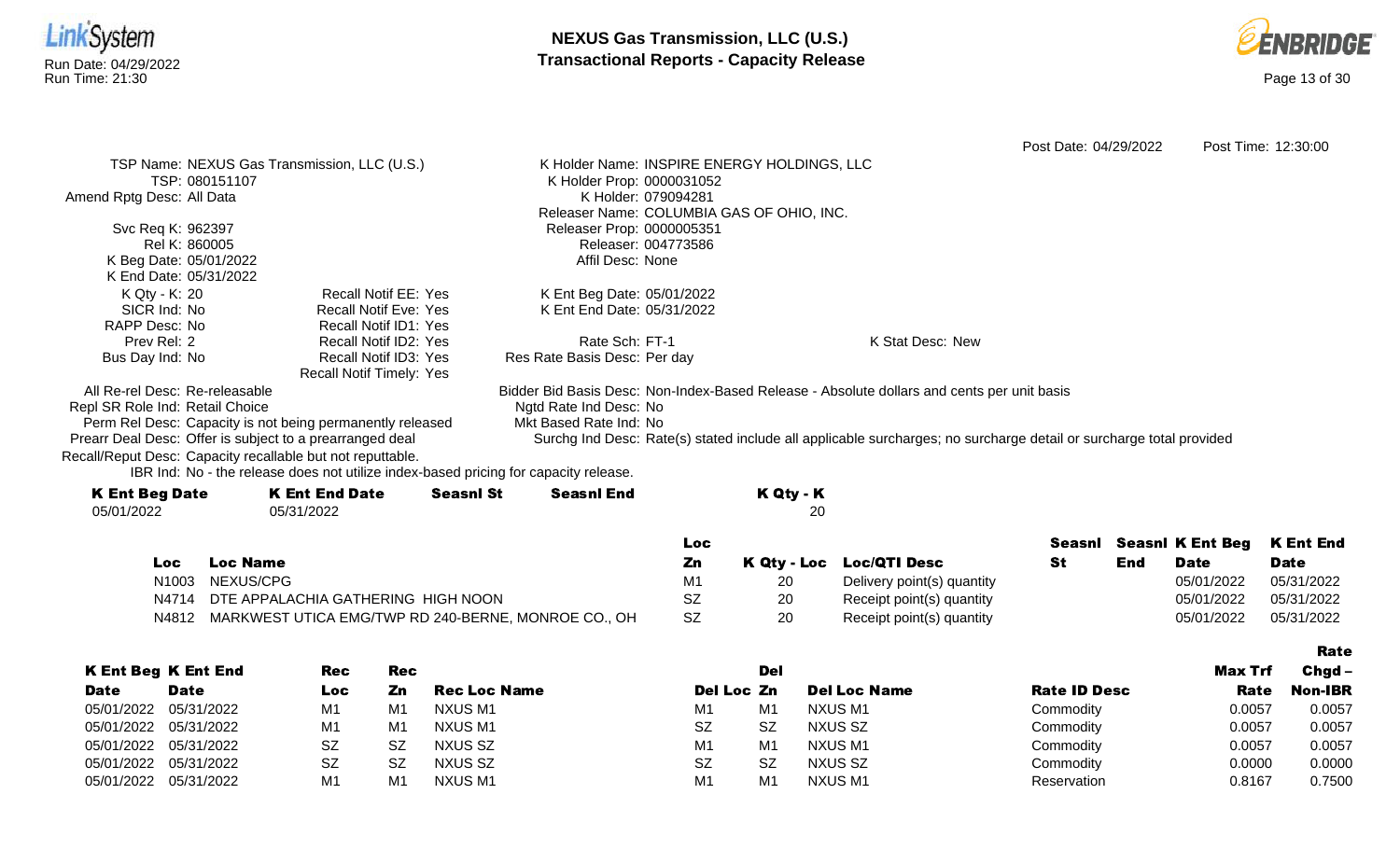Post Date: 04/29/2022 Post Time: 12:30:00

TSP Name: NEXUS Gas Transmission, LLC (U.S.)
TSP: 080151107
Amend Rptg Desc: All Data

Svc Req K: 962397
Rel K: 860005
K Beg Date: 05/01/2022
K End Date: 05/31/2022
K Qty - K: 20
SICR Ind: No
RAPP Desc: No
Prev Rel: 2
Bus Day Ind: No

Recall Notif EE: Yes
Recall Notif Eve: Yes
Recall Notif ID1: Yes
Recall Notif ID2: Yes
Recall Notif ID3: Yes
Recall Notif Timely: Yes

K Holder Name: INSPIRE ENERGY HOLDINGS, LLC
K Holder Prop: 0000031052
K Holder: 079094281
Releaser Name: COLUMBIA GAS OF OHIO, INC.
Releaser Prop: 0000005351
Releaser: 004773586
Affil Desc: None

K Ent Beg Date: 05/01/2022
K Ent End Date: 05/31/2022

Rate Sch: FT-1
Res Rate Basis Desc: Per day

K Stat Desc: New

All Re-rel Desc: Re-releasable
Repl SR Role Ind: Retail Choice
Perm Rel Desc: Capacity is not being permanently released
Prearr Deal Desc: Offer is subject to a prearranged deal
Recall/Reput Desc: Capacity recallable but not reputtable.
IBR Ind: No - the release does not utilize index-based pricing for capacity release.

Bidder Bid Basis Desc: Non-Index-Based Release - Absolute dollars and cents per unit basis
Ngtd Rate Ind Desc: No
Mkt Based Rate Ind: No
Surchg Ind Desc: Rate(s) stated include all applicable surcharges; no surcharge detail or surcharge total provided

| K Ent Beg Date | K Ent End Date | Seasnl St | Seasnl End | K Qty - K |
|---|---|---|---|---|
| 05/01/2022 | 05/31/2022 | | | 20 |

| Loc | Loc Name | Loc Zn | K Qty - Loc | Loc/QTI Desc | Seasnl St | Seasnl End | K Ent Beg Date | K Ent End Date |
|---|---|---|---|---|---|---|---|---|
| N1003 | NEXUS/CPG | M1 | 20 | Delivery point(s) quantity | | | 05/01/2022 | 05/31/2022 |
| N4714 | DTE APPALACHIA GATHERING HIGH NOON | SZ | 20 | Receipt point(s) quantity | | | 05/01/2022 | 05/31/2022 |
| N4812 | MARKWEST UTICA EMG/TWP RD 240-BERNE, MONROE CO., OH | SZ | 20 | Receipt point(s) quantity | | | 05/01/2022 | 05/31/2022 |

| K Ent Beg Date | K Ent End Date | Rec Loc | Rec Zn | Rec Loc Name | Del Loc | Del Zn | Del Loc Name | Rate ID Desc | Max Trf Rate | Rate Chgd – Non-IBR |
|---|---|---|---|---|---|---|---|---|---|---|
| 05/01/2022 | 05/31/2022 | M1 | M1 | NXUS M1 | M1 | M1 | NXUS M1 | Commodity | 0.0057 | 0.0057 |
| 05/01/2022 | 05/31/2022 | M1 | M1 | NXUS M1 | SZ | SZ | NXUS SZ | Commodity | 0.0057 | 0.0057 |
| 05/01/2022 | 05/31/2022 | SZ | SZ | NXUS SZ | M1 | M1 | NXUS M1 | Commodity | 0.0057 | 0.0057 |
| 05/01/2022 | 05/31/2022 | SZ | SZ | NXUS SZ | SZ | SZ | NXUS SZ | Commodity | 0.0000 | 0.0000 |
| 05/01/2022 | 05/31/2022 | M1 | M1 | NXUS M1 | M1 | M1 | NXUS M1 | Reservation | 0.8167 | 0.7500 |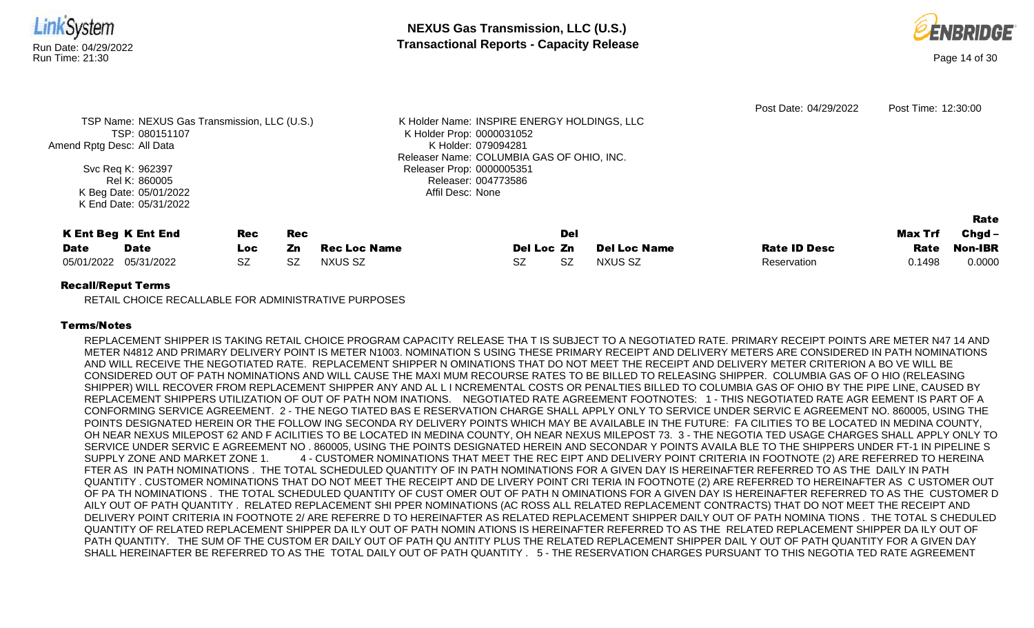Post Date: 04/29/2022 Post Time: 12:30:00

TSP Name: NEXUS Gas Transmission, LLC (U.S.)
TSP: 080151107
Amend Rptg Desc: All Data
Svc Req K: 962397
Rel K: 860005
K Beg Date: 05/01/2022
K End Date: 05/31/2022

K Holder Name: INSPIRE ENERGY HOLDINGS, LLC
K Holder Prop: 0000031052
K Holder: 079094281
Releaser Name: COLUMBIA GAS OF OHIO, INC.
Releaser Prop: 0000005351
Releaser: 004773586
Affil Desc: None

| K Ent Beg Date | K Ent End Date | Rec Loc | Rec Zn | Rec Loc Name | Del Loc | Del Zn | Del Loc Name | Rate ID Desc | Max Trf Rate | Rate Chgd – Non-IBR |
|---|---|---|---|---|---|---|---|---|---|---|
| 05/01/2022 | 05/31/2022 | SZ | SZ | NXUS SZ | SZ | SZ | NXUS SZ | Reservation | 0.1498 | 0.0000 |

**Recall/Reput Terms**

RETAIL CHOICE RECALLABLE FOR ADMINISTRATIVE PURPOSES

**Terms/Notes**

REPLACEMENT SHIPPER IS TAKING RETAIL CHOICE PROGRAM CAPACITY RELEASE THA T IS SUBJECT TO A NEGOTIATED RATE. PRIMARY RECEIPT POINTS ARE METER N47 14 AND METER N4812 AND PRIMARY DELIVERY POINT IS METER N1003. NOMINATION S USING THESE PRIMARY RECEIPT AND DELIVERY METERS ARE CONSIDERED IN PATH NOMINATIONS AND WILL RECEIVE THE NEGOTIATED RATE. REPLACEMENT SHIPPER N OMINATIONS THAT DO NOT MEET THE RECEIPT AND DELIVERY METER CRITERION A BO VE WILL BE CONSIDERED OUT OF PATH NOMINATIONS AND WILL CAUSE THE MAXI MUM RECOURSE RATES TO BE BILLED TO RELEASING SHIPPER. COLUMBIA GAS OF O HIO (RELEASING SHIPPER) WILL RECOVER FROM REPLACEMENT SHIPPER ANY AND AL L I NCREMENTAL COSTS OR PENALTIES BILLED TO COLUMBIA GAS OF OHIO BY THE PIPE LINE, CAUSED BY REPLACEMENT SHIPPERS UTILIZATION OF OUT OF PATH NOM INATIONS. NEGOTIATED RATE AGREEMENT FOOTNOTES: 1 - THIS NEGOTIATED RATE AGR EEMENT IS PART OF A CONFORMING SERVICE AGREEMENT. 2 - THE NEGO TIATED BAS E RESERVATION CHARGE SHALL APPLY ONLY TO SERVICE UNDER SERVIC E AGREEMENT NO. 860005, USING THE POINTS DESIGNATED HEREIN OR THE FOLLOW ING SECONDA RY DELIVERY POINTS WHICH MAY BE AVAILABLE IN THE FUTURE: FA CILITIES TO BE LOCATED IN MEDINA COUNTY, OH NEAR NEXUS MILEPOST 62 AND F ACILITIES TO BE LOCATED IN MEDINA COUNTY, OH NEAR NEXUS MILEPOST 73. 3 - THE NEGOTIA TED USAGE CHARGES SHALL APPLY ONLY TO SERVICE UNDER SERVIC E AGREEMENT NO . 860005, USING THE POINTS DESIGNATED HEREIN AND SECONDAR Y POINTS AVAILA BLE TO THE SHIPPERS UNDER FT-1 IN PIPELINE S SUPPLY ZONE AND MARKET ZONE 1. 4 - CUSTOMER NOMINATIONS THAT MEET THE REC EIPT AND DELIVERY POINT CRITERIA IN FOOTNOTE (2) ARE REFERRED TO HEREINA FTER AS IN PATH NOMINATIONS . THE TOTAL SCHEDULED QUANTITY OF IN PATH NOMINATIONS FOR A GIVEN DAY IS HEREINAFTER REFERRED TO AS THE DAILY IN PATH QUANTITY . CUSTOMER NOMINATIONS THAT DO NOT MEET THE RECEIPT AND DE LIVERY POINT CRI TERIA IN FOOTNOTE (2) ARE REFERRED TO HEREINAFTER AS C USTOMER OUT OF PA TH NOMINATIONS . THE TOTAL SCHEDULED QUANTITY OF CUST OMER OUT OF PATH N OMINATIONS FOR A GIVEN DAY IS HEREINAFTER REFERRED TO AS THE CUSTOMER D AILY OUT OF PATH QUANTITY . RELATED REPLACEMENT SHI PPER NOMINATIONS (AC ROSS ALL RELATED REPLACEMENT CONTRACTS) THAT DO NOT MEET THE RECEIPT AND DELIVERY POINT CRITERIA IN FOOTNOTE 2/ ARE REFERRE D TO HEREINAFTER AS RELATED REPLACEMENT SHIPPER DAILY OUT OF PATH NOMINA TIONS . THE TOTAL S CHEDULED QUANTITY OF RELATED REPLACEMENT SHIPPER DA ILY OUT OF PATH NOMIN ATIONS IS HEREINAFTER REFERRED TO AS THE RELATED REPLACEMENT SHIPPER DA ILY OUT OF PATH QUANTITY. THE SUM OF THE CUSTOM ER DAILY OUT OF PATH QU ANTITY PLUS THE RELATED REPLACEMENT SHIPPER DAIL Y OUT OF PATH QUANTITY FOR A GIVEN DAY SHALL HEREINAFTER BE REFERRED TO AS THE TOTAL DAILY OUT OF PATH QUANTITY . 5 - THE RESERVATION CHARGES PURSUANT TO THIS NEGOTIA TED RATE AGREEMENT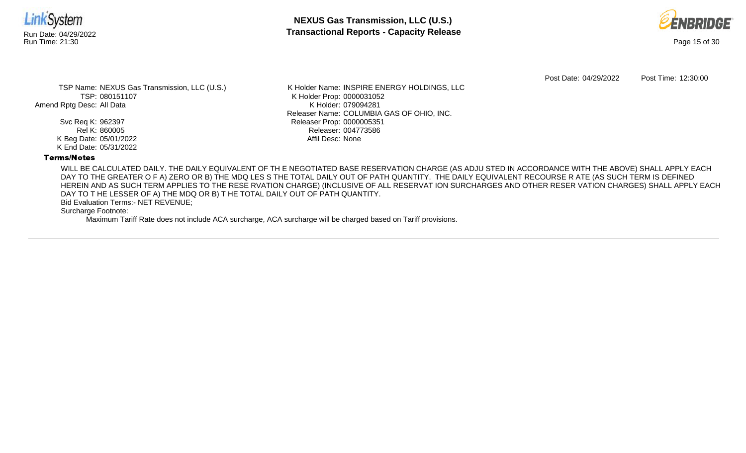Post Date: 04/29/2022 Post Time: 12:30:00

TSP Name: NEXUS Gas Transmission, LLC (U.S.)
TSP: 080151107
Amend Rptg Desc: All Data

Svc Req K: 962397
Rel K: 860005
K Beg Date: 05/01/2022
K End Date: 05/31/2022

K Holder Name: INSPIRE ENERGY HOLDINGS, LLC
K Holder Prop: 0000031052
K Holder: 079094281
Releaser Name: COLUMBIA GAS OF OHIO, INC.
Releaser Prop: 0000005351
Releaser: 004773586
Affil Desc: None

**Terms/Notes**

WILL BE CALCULATED DAILY. THE DAILY EQUIVALENT OF TH E NEGOTIATED BASE RESERVATION CHARGE (AS ADJU STED IN ACCORDANCE WITH THE ABOVE) SHALL APPLY EACH DAY TO THE GREATER O F A) ZERO OR B) THE MDQ LES S THE TOTAL DAILY OUT OF PATH QUANTITY. THE DAILY EQUIVALENT RECOURSE R ATE (AS SUCH TERM IS DEFINED HEREIN AND AS SUCH TERM APPLIES TO THE RESE RVATION CHARGE) (INCLUSIVE OF ALL RESERVAT ION SURCHARGES AND OTHER RESER VATION CHARGES) SHALL APPLY EACH DAY TO T HE LESSER OF A) THE MDQ OR B) T HE TOTAL DAILY OUT OF PATH QUANTITY.

Bid Evaluation Terms:- NET REVENUE;

Surcharge Footnote:

Maximum Tariff Rate does not include ACA surcharge, ACA surcharge will be charged based on Tariff provisions.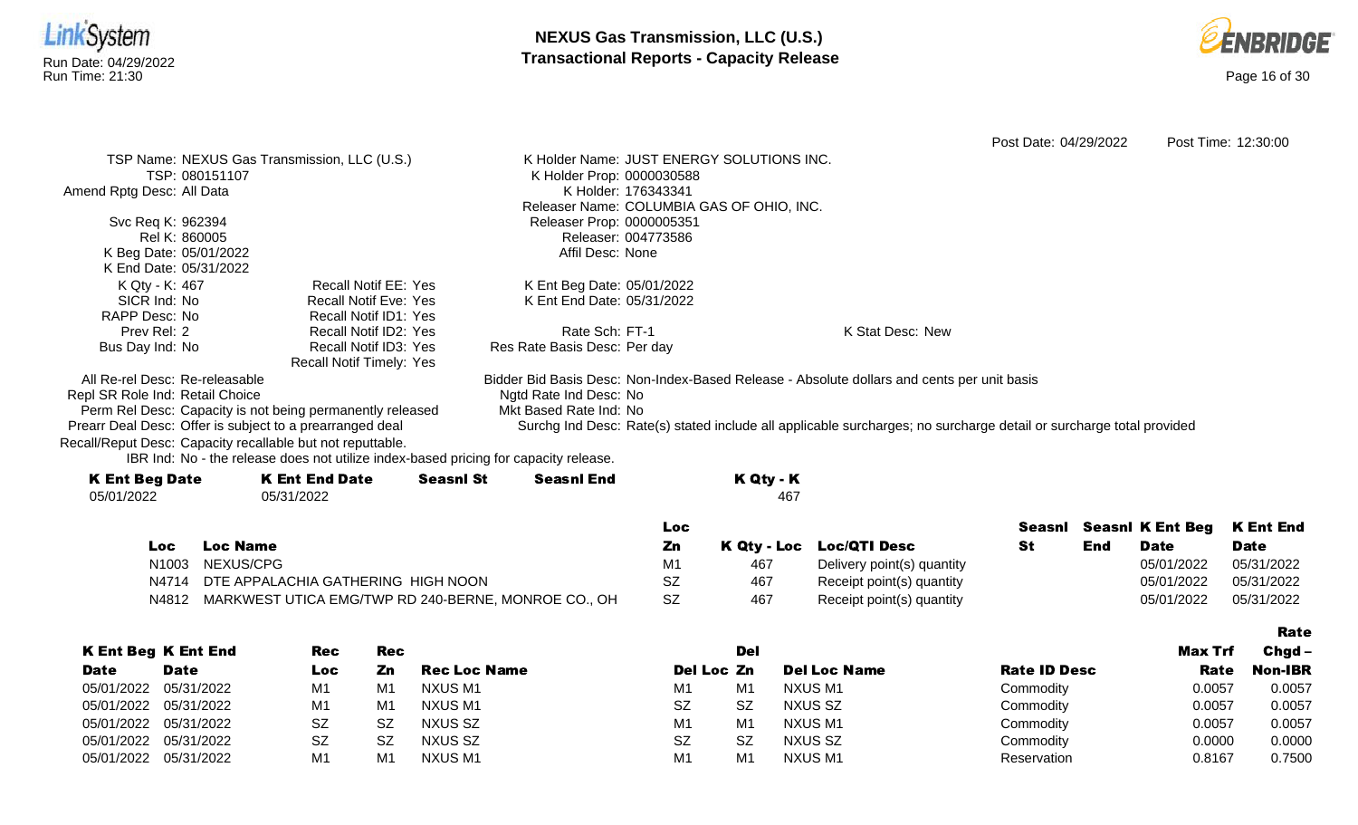Post Date: 04/29/2022 Post Time: 12:30:00

TSP Name: NEXUS Gas Transmission, LLC (U.S.)
TSP: 080151107
Amend Rptg Desc: All Data

Svc Req K: 962394
Rel K: 860005
K Beg Date: 05/01/2022
K End Date: 05/31/2022
K Qty - K: 467
SICR Ind: No
RAPP Desc: No
Prev Rel: 2
Bus Day Ind: No

Recall Notif EE: Yes
Recall Notif Eve: Yes
Recall Notif ID1: Yes
Recall Notif ID2: Yes
Recall Notif ID3: Yes
Recall Notif Timely: Yes

K Holder Name: JUST ENERGY SOLUTIONS INC.
K Holder Prop: 0000030588
K Holder: 176343341
Releaser Name: COLUMBIA GAS OF OHIO, INC.
Releaser Prop: 0000005351
Releaser: 004773586
Affil Desc: None

K Ent Beg Date: 05/01/2022
K Ent End Date: 05/31/2022

Rate Sch: FT-1
Res Rate Basis Desc: Per day

K Stat Desc: New

All Re-rel Desc: Re-releasable
Repl SR Role Ind: Retail Choice
Perm Rel Desc: Capacity is not being permanently released
Prearr Deal Desc: Offer is subject to a prearranged deal
Recall/Reput Desc: Capacity recallable but not reputtable.
IBR Ind: No - the release does not utilize index-based pricing for capacity release.

Bidder Bid Basis Desc: Non-Index-Based Release - Absolute dollars and cents per unit basis
Ngtd Rate Ind Desc: No
Mkt Based Rate Ind: No
Surchg Ind Desc: Rate(s) stated include all applicable surcharges; no surcharge detail or surcharge total provided

| K Ent Beg Date | K Ent End Date | Seasnl St | Seasnl End | K Qty - K |
|---|---|---|---|---|
| 05/01/2022 | 05/31/2022 | | | 467 |

| Loc | Loc Name | Loc Zn | K Qty - Loc | Loc/QTI Desc | Seasnl St | Seasnl End | K Ent Beg Date | K Ent End Date |
|---|---|---|---|---|---|---|---|---|
| N1003 | NEXUS/CPG | M1 | 467 | Delivery point(s) quantity | | | 05/01/2022 | 05/31/2022 |
| N4714 | DTE APPALACHIA GATHERING HIGH NOON | SZ | 467 | Receipt point(s) quantity | | | 05/01/2022 | 05/31/2022 |
| N4812 | MARKWEST UTICA EMG/TWP RD 240-BERNE, MONROE CO., OH | SZ | 467 | Receipt point(s) quantity | | | 05/01/2022 | 05/31/2022 |

| K Ent Beg Date | K Ent End Date | Rec Loc | Rec Zn | Rec Loc Name | Del Loc | Del Zn | Del Loc Name | Rate ID Desc | Max Trf Rate | Rate Chgd – Non-IBR |
|---|---|---|---|---|---|---|---|---|---|---|
| 05/01/2022 | 05/31/2022 | M1 | M1 | NXUS M1 | M1 | M1 | NXUS M1 | Commodity | 0.0057 | 0.0057 |
| 05/01/2022 | 05/31/2022 | M1 | M1 | NXUS M1 | SZ | SZ | NXUS SZ | Commodity | 0.0057 | 0.0057 |
| 05/01/2022 | 05/31/2022 | SZ | SZ | NXUS SZ | M1 | M1 | NXUS M1 | Commodity | 0.0057 | 0.0057 |
| 05/01/2022 | 05/31/2022 | SZ | SZ | NXUS SZ | SZ | SZ | NXUS SZ | Commodity | 0.0000 | 0.0000 |
| 05/01/2022 | 05/31/2022 | M1 | M1 | NXUS M1 | M1 | M1 | NXUS M1 | Reservation | 0.8167 | 0.7500 |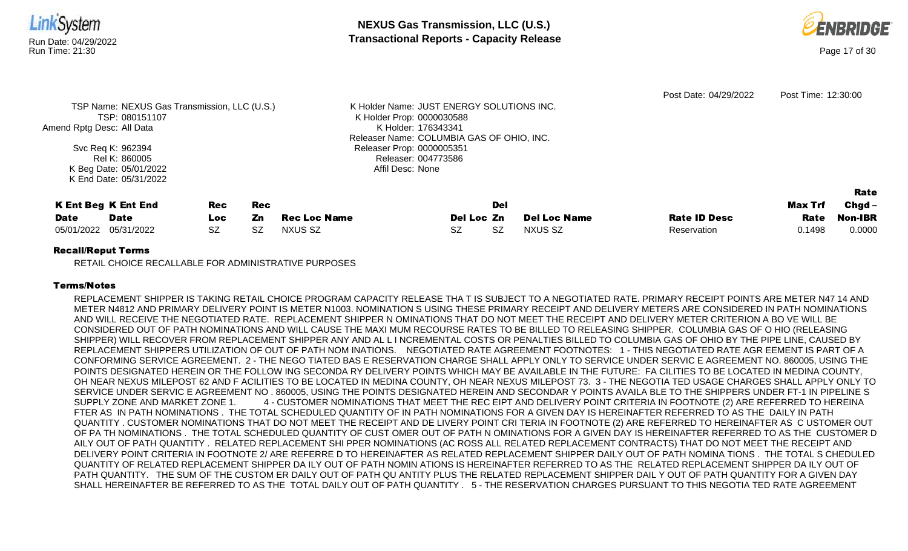Post Date: 04/29/2022 Post Time: 12:30:00

TSP Name: NEXUS Gas Transmission, LLC (U.S.)
TSP: 080151107
Amend Rptg Desc: All Data

Svc Req K: 962394
Rel K: 860005
K Beg Date: 05/01/2022
K End Date: 05/31/2022

K Holder Name: JUST ENERGY SOLUTIONS INC.
K Holder Prop: 0000030588
K Holder: 176343341
Releaser Name: COLUMBIA GAS OF OHIO, INC.
Releaser Prop: 0000005351
Releaser: 004773586
Affil Desc: None

| K Ent Beg Date | K Ent End Date | Rec Loc | Rec Zn | Rec Loc Name | Del Loc | Del Zn | Del Loc Name | Rate ID Desc | Max Trf Rate | Rate Chgd – Non-IBR |
|---|---|---|---|---|---|---|---|---|---|---|
| 05/01/2022 | 05/31/2022 | SZ | SZ | NXUS SZ | SZ | SZ | NXUS SZ | Reservation | 0.1498 | 0.0000 |

### Recall/Reput Terms

RETAIL CHOICE RECALLABLE FOR ADMINISTRATIVE PURPOSES

### Terms/Notes

REPLACEMENT SHIPPER IS TAKING RETAIL CHOICE PROGRAM CAPACITY RELEASE THA T IS SUBJECT TO A NEGOTIATED RATE. PRIMARY RECEIPT POINTS ARE METER N47 14 AND METER N4812 AND PRIMARY DELIVERY POINT IS METER N1003. NOMINATION S USING THESE PRIMARY RECEIPT AND DELIVERY METERS ARE CONSIDERED IN PATH NOMINATIONS AND WILL RECEIVE THE NEGOTIATED RATE. REPLACEMENT SHIPPER N OMINATIONS THAT DO NOT MEET THE RECEIPT AND DELIVERY METER CRITERION A BO VE WILL BE CONSIDERED OUT OF PATH NOMINATIONS AND WILL CAUSE THE MAXI MUM RECOURSE RATES TO BE BILLED TO RELEASING SHIPPER. COLUMBIA GAS OF O HIO (RELEASING SHIPPER) WILL RECOVER FROM REPLACEMENT SHIPPER ANY AND AL L INCREMENTAL COSTS OR PENALTIES BILLED TO COLUMBIA GAS OF OHIO BY THE PIPE LINE, CAUSED BY REPLACEMENT SHIPPERS UTILIZATION OF OUT OF PATH NOM INATIONS. NEGOTIATED RATE AGREEMENT FOOTNOTES: 1 - THIS NEGOTIATED RATE AGR EEMENT IS PART OF A CONFORMING SERVICE AGREEMENT. 2 - THE NEGO TIATED BAS E RESERVATION CHARGE SHALL APPLY ONLY TO SERVICE UNDER SERVIC E AGREEMENT NO. 860005, USING THE POINTS DESIGNATED HEREIN OR THE FOLLOW ING SECONDA RY DELIVERY POINTS WHICH MAY BE AVAILABLE IN THE FUTURE: FA CILITIES TO BE LOCATED IN MEDINA COUNTY, OH NEAR NEXUS MILEPOST 62 AND F ACILITIES TO BE LOCATED IN MEDINA COUNTY, OH NEAR NEXUS MILEPOST 73. 3 - THE NEGOTIA TED USAGE CHARGES SHALL APPLY ONLY TO SERVICE UNDER SERVIC E AGREEMENT NO . 860005, USING THE POINTS DESIGNATED HEREIN AND SECONDAR Y POINTS AVAILA BLE TO THE SHIPPERS UNDER FT-1 IN PIPELINE S SUPPLY ZONE AND MARKET ZONE 1. 4 - CUSTOMER NOMINATIONS THAT MEET THE REC EIPT AND DELIVERY POINT CRITERIA IN FOOTNOTE (2) ARE REFERRED TO HEREINA FTER AS IN PATH NOMINATIONS . THE TOTAL SCHEDULED QUANTITY OF IN PATH NOMINATIONS FOR A GIVEN DAY IS HEREINAFTER REFERRED TO AS THE DAILY IN PATH QUANTITY . CUSTOMER NOMINATIONS THAT DO NOT MEET THE RECEIPT AND DE LIVERY POINT CRI TERIA IN FOOTNOTE (2) ARE REFERRED TO HEREINAFTER AS C USTOMER OUT OF PA TH NOMINATIONS . THE TOTAL SCHEDULED QUANTITY OF CUST OMER OUT OF PATH N OMINATIONS FOR A GIVEN DAY IS HEREINAFTER REFERRED TO AS THE CUSTOMER D AILY OUT OF PATH QUANTITY . RELATED REPLACEMENT SHI PPER NOMINATIONS (AC ROSS ALL RELATED REPLACEMENT CONTRACTS) THAT DO NOT MEET THE RECEIPT AND DELIVERY POINT CRITERIA IN FOOTNOTE 2/ ARE REFERRE D TO HEREINAFTER AS RELATED REPLACEMENT SHIPPER DAILY OUT OF PATH NOMINA TIONS . THE TOTAL S CHEDULED QUANTITY OF RELATED REPLACEMENT SHIPPER DA ILY OUT OF PATH NOMIN ATIONS IS HEREINAFTER REFERRED TO AS THE RELATED REPLACEMENT SHIPPER DA ILY OUT OF PATH QUANTITY. THE SUM OF THE CUSTOM ER DAILY OUT OF PATH QU ANTITY PLUS THE RELATED REPLACEMENT SHIPPER DAIL Y OUT OF PATH QUANTITY FOR A GIVEN DAY SHALL HEREINAFTER BE REFERRED TO AS THE TOTAL DAILY OUT OF PATH QUANTITY . 5 - THE RESERVATION CHARGES PURSUANT TO THIS NEGOTIA TED RATE AGREEMENT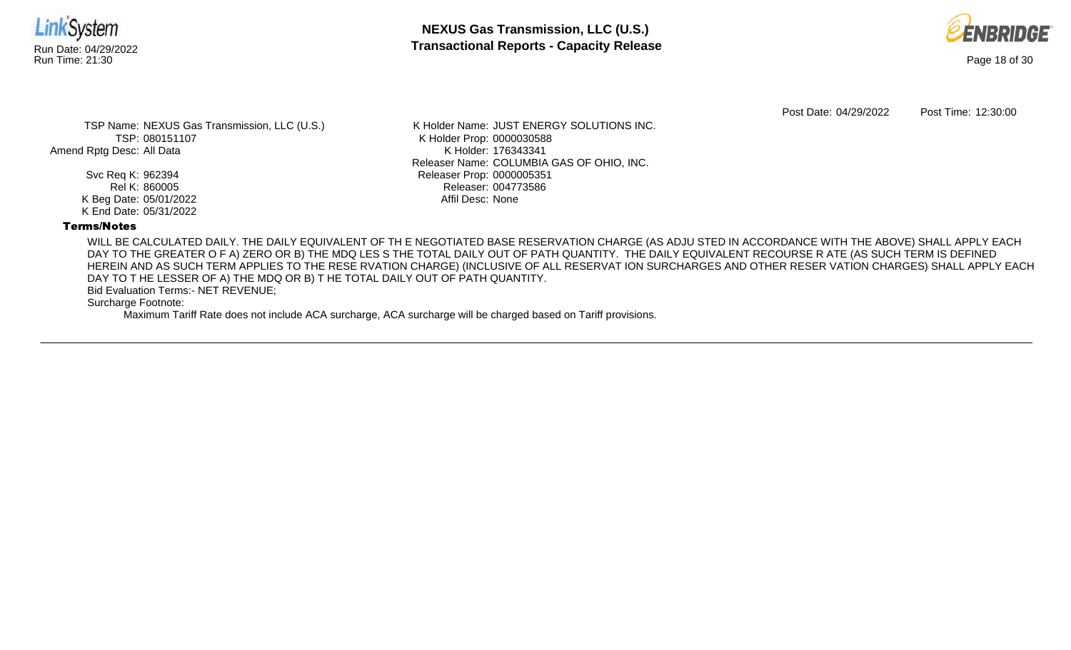Post Date: 04/29/2022 Post Time: 12:30:00

TSP Name: NEXUS Gas Transmission, LLC (U.S.)
TSP: 080151107
Amend Rptg Desc: All Data

Svc Req K: 962394
Rel K: 860005
K Beg Date: 05/01/2022
K End Date: 05/31/2022

K Holder Name: JUST ENERGY SOLUTIONS INC.
K Holder Prop: 0000030588
K Holder: 176343341
Releaser Name: COLUMBIA GAS OF OHIO, INC.
Releaser Prop: 0000005351
Releaser: 004773586
Affil Desc: None

**Terms/Notes**

WILL BE CALCULATED DAILY. THE DAILY EQUIVALENT OF TH E NEGOTIATED BASE RESERVATION CHARGE (AS ADJU STED IN ACCORDANCE WITH THE ABOVE) SHALL APPLY EACH DAY TO THE GREATER O F A) ZERO OR B) THE MDQ LES S THE TOTAL DAILY OUT OF PATH QUANTITY. THE DAILY EQUIVALENT RECOURSE R ATE (AS SUCH TERM IS DEFINED HEREIN AND AS SUCH TERM APPLIES TO THE RESE RVATION CHARGE) (INCLUSIVE OF ALL RESERVAT ION SURCHARGES AND OTHER RESER VATION CHARGES) SHALL APPLY EACH DAY TO T HE LESSER OF A) THE MDQ OR B) T HE TOTAL DAILY OUT OF PATH QUANTITY.

Bid Evaluation Terms:- NET REVENUE;

Surcharge Footnote:

Maximum Tariff Rate does not include ACA surcharge, ACA surcharge will be charged based on Tariff provisions.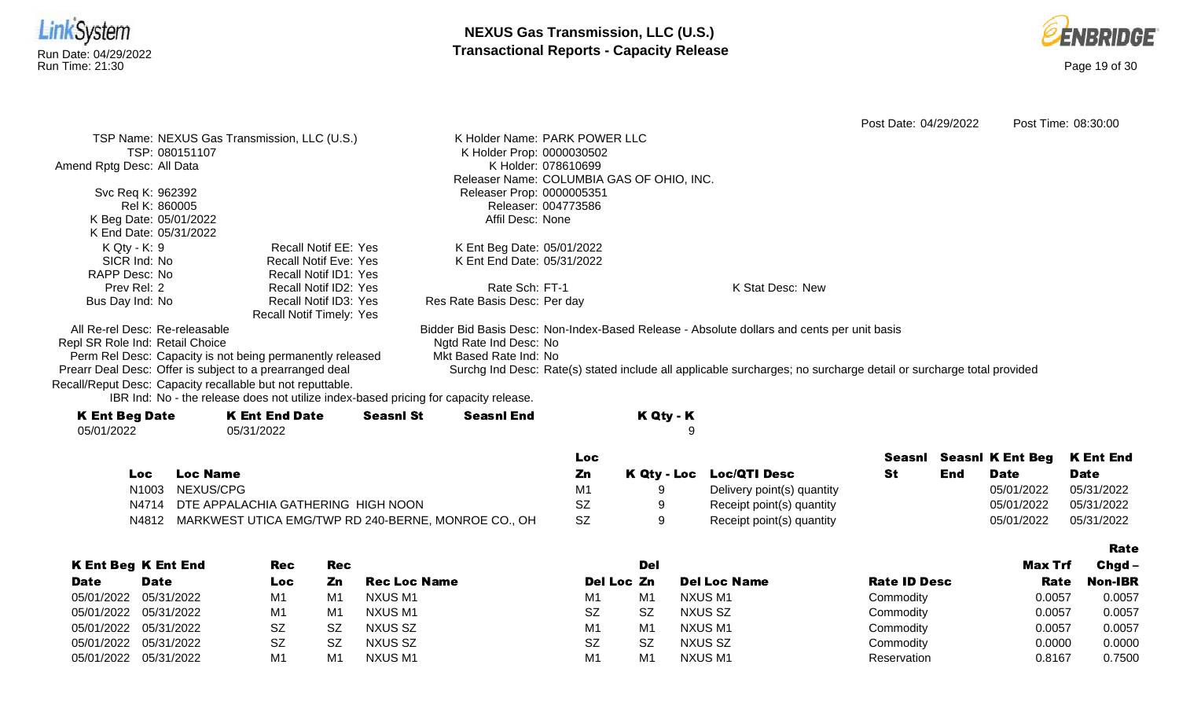Post Date: 04/29/2022 Post Time: 08:30:00

TSP Name: NEXUS Gas Transmission, LLC (U.S.)
TSP: 080151107
Amend Rptg Desc: All Data

Svc Req K: 962392
Rel K: 860005
K Beg Date: 05/01/2022
K End Date: 05/31/2022
K Qty - K: 9
SICR Ind: No
RAPP Desc: No
Prev Rel: 2
Bus Day Ind: No

Recall Notif EE: Yes
Recall Notif Eve: Yes
Recall Notif ID1: Yes
Recall Notif ID2: Yes
Recall Notif ID3: Yes
Recall Notif Timely: Yes

K Holder Name: PARK POWER LLC
K Holder Prop: 0000030502
K Holder: 078610699
Releaser Name: COLUMBIA GAS OF OHIO, INC.
Releaser Prop: 0000005351
Releaser: 004773586
Affil Desc: None

K Ent Beg Date: 05/01/2022
K Ent End Date: 05/31/2022

Rate Sch: FT-1
Res Rate Basis Desc: Per day

K Stat Desc: New

All Re-rel Desc: Re-releasable
Repl SR Role Ind: Retail Choice
Perm Rel Desc: Capacity is not being permanently released
Prearr Deal Desc: Offer is subject to a prearranged deal
Recall/Reput Desc: Capacity recallable but not reputtable.
IBR Ind: No - the release does not utilize index-based pricing for capacity release.

Bidder Bid Basis Desc: Non-Index-Based Release - Absolute dollars and cents per unit basis
Ngtd Rate Ind Desc: No
Mkt Based Rate Ind: No
Surchg Ind Desc: Rate(s) stated include all applicable surcharges; no surcharge detail or surcharge total provided

| K Ent Beg Date | K Ent End Date | Seasnl St | Seasnl End | K Qty - K |
|---|---|---|---|---|
| 05/01/2022 | 05/31/2022 | | | 9 |

| Loc | Loc Name | Loc Zn | K Qty - Loc | Loc/QTI Desc | Seasnl St | Seasnl End | K Ent Beg Date | K Ent End Date |
|---|---|---|---|---|---|---|---|---|
| N1003 | NEXUS/CPG | M1 | 9 | Delivery point(s) quantity | | | 05/01/2022 | 05/31/2022 |
| N4714 | DTE APPALACHIA GATHERING HIGH NOON | SZ | 9 | Receipt point(s) quantity | | | 05/01/2022 | 05/31/2022 |
| N4812 | MARKWEST UTICA EMG/TWP RD 240-BERNE, MONROE CO., OH | SZ | 9 | Receipt point(s) quantity | | | 05/01/2022 | 05/31/2022 |

| K Ent Beg Date | K Ent End Date | Rec Loc | Rec Zn | Rec Loc Name | Del Loc | Del Zn | Del Loc Name | Rate ID Desc | Max Trf Rate | Rate Chgd – Non-IBR |
|---|---|---|---|---|---|---|---|---|---|---|
| 05/01/2022 | 05/31/2022 | M1 | M1 | NXUS M1 | M1 | M1 | NXUS M1 | Commodity | 0.0057 | 0.0057 |
| 05/01/2022 | 05/31/2022 | M1 | M1 | NXUS M1 | SZ | SZ | NXUS SZ | Commodity | 0.0057 | 0.0057 |
| 05/01/2022 | 05/31/2022 | SZ | SZ | NXUS SZ | M1 | M1 | NXUS M1 | Commodity | 0.0057 | 0.0057 |
| 05/01/2022 | 05/31/2022 | SZ | SZ | NXUS SZ | SZ | SZ | NXUS SZ | Commodity | 0.0000 | 0.0000 |
| 05/01/2022 | 05/31/2022 | M1 | M1 | NXUS M1 | M1 | M1 | NXUS M1 | Reservation | 0.8167 | 0.7500 |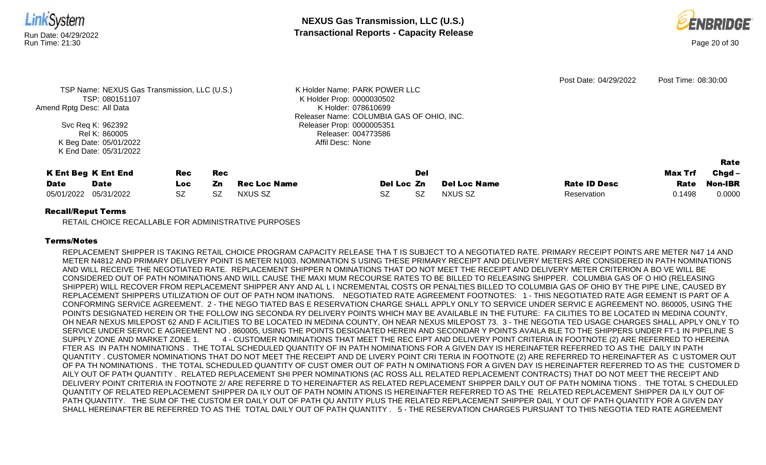Post Date: 04/29/2022 Post Time: 08:30:00

TSP Name: NEXUS Gas Transmission, LLC (U.S.)
TSP: 080151107
Amend Rptg Desc: All Data
Svc Req K: 962392
Rel K: 860005
K Beg Date: 05/01/2022
K End Date: 05/31/2022

K Holder Name: PARK POWER LLC
K Holder Prop: 0000030502
K Holder: 078610699
Releaser Name: COLUMBIA GAS OF OHIO, INC.
Releaser Prop: 0000005351
Releaser: 004773586
Affil Desc: None

| K Ent Beg Date | K Ent End Date | Rec Loc | Rec Zn | Rec Loc Name | Del Loc | Del Zn | Del Loc Name | Rate ID Desc | Max Trf Rate | Rate Chgd – Non-IBR |
|---|---|---|---|---|---|---|---|---|---|---|
| 05/01/2022 | 05/31/2022 | SZ | SZ | NXUS SZ | SZ | SZ | NXUS SZ | Reservation | 0.1498 | 0.0000 |

**Recall/Reput Terms**

RETAIL CHOICE RECALLABLE FOR ADMINISTRATIVE PURPOSES

**Terms/Notes**

REPLACEMENT SHIPPER IS TAKING RETAIL CHOICE PROGRAM CAPACITY RELEASE THA T IS SUBJECT TO A NEGOTIATED RATE. PRIMARY RECEIPT POINTS ARE METER N47 14 AND METER N4812 AND PRIMARY DELIVERY POINT IS METER N1003. NOMINATION S USING THESE PRIMARY RECEIPT AND DELIVERY METERS ARE CONSIDERED IN PATH NOMINATIONS AND WILL RECEIVE THE NEGOTIATED RATE. REPLACEMENT SHIPPER N OMINATIONS THAT DO NOT MEET THE RECEIPT AND DELIVERY METER CRITERION A BO VE WILL BE CONSIDERED OUT OF PATH NOMINATIONS AND WILL CAUSE THE MAXI MUM RECOURSE RATES TO BE BILLED TO RELEASING SHIPPER. COLUMBIA GAS OF O HIO (RELEASING SHIPPER) WILL RECOVER FROM REPLACEMENT SHIPPER ANY AND AL L I NCREMENTAL COSTS OR PENALTIES BILLED TO COLUMBIA GAS OF OHIO BY THE PIPE LINE, CAUSED BY REPLACEMENT SHIPPERS UTILIZATION OF OUT OF PATH NOM INATIONS. NEGOTIATED RATE AGREEMENT FOOTNOTES: 1 - THIS NEGOTIATED RATE AGR EEMENT IS PART OF A CONFORMING SERVICE AGREEMENT. 2 - THE NEGO TIATED BAS E RESERVATION CHARGE SHALL APPLY ONLY TO SERVICE UNDER SERVIC E AGREEMENT NO. 860005, USING THE POINTS DESIGNATED HEREIN OR THE FOLLOW ING SECONDA RY DELIVERY POINTS WHICH MAY BE AVAILABLE IN THE FUTURE: FA CILITIES TO BE LOCATED IN MEDINA COUNTY, OH NEAR NEXUS MILEPOST 62 AND F ACILITIES TO BE LOCATED IN MEDINA COUNTY, OH NEAR NEXUS MILEPOST 73. 3 - THE NEGOTIA TED USAGE CHARGES SHALL APPLY ONLY TO SERVICE UNDER SERVIC E AGREEMENT NO . 860005, USING THE POINTS DESIGNATED HEREIN AND SECONDAR Y POINTS AVAILA BLE TO THE SHIPPERS UNDER FT-1 IN PIPELINE S SUPPLY ZONE AND MARKET ZONE 1. 4 - CUSTOMER NOMINATIONS THAT MEET THE REC EIPT AND DELIVERY POINT CRITERIA IN FOOTNOTE (2) ARE REFERRED TO HEREINA FTER AS IN PATH NOMINATIONS . THE TOTAL SCHEDULED QUANTITY OF IN PATH NOMINATIONS FOR A GIVEN DAY IS HEREINAFTER REFERRED TO AS THE DAILY IN PATH QUANTITY . CUSTOMER NOMINATIONS THAT DO NOT MEET THE RECEIPT AND DE LIVERY POINT CRI TERIA IN FOOTNOTE (2) ARE REFERRED TO HEREINAFTER AS C USTOMER OUT OF PA TH NOMINATIONS . THE TOTAL SCHEDULED QUANTITY OF CUST OMER OUT OF PATH N OMINATIONS FOR A GIVEN DAY IS HEREINAFTER REFERRED TO AS THE CUSTOMER D AILY OUT OF PATH QUANTITY . RELATED REPLACEMENT SHI PPER NOMINATIONS (AC ROSS ALL RELATED REPLACEMENT CONTRACTS) THAT DO NOT MEET THE RECEIPT AND DELIVERY POINT CRITERIA IN FOOTNOTE 2/ ARE REFERRE D TO HEREINAFTER AS RELATED REPLACEMENT SHIPPER DAILY OUT OF PATH NOMINA TIONS . THE TOTAL S CHEDULED QUANTITY OF RELATED REPLACEMENT SHIPPER DA ILY OUT OF PATH NOMIN ATIONS IS HEREINAFTER REFERRED TO AS THE RELATED REPLACEMENT SHIPPER DA ILY OUT OF PATH QUANTITY. THE SUM OF THE CUSTOM ER DAILY OUT OF PATH QU ANTITY PLUS THE RELATED REPLACEMENT SHIPPER DAIL Y OUT OF PATH QUANTITY FOR A GIVEN DAY SHALL HEREINAFTER BE REFERRED TO AS THE TOTAL DAILY OUT OF PATH QUANTITY . 5 - THE RESERVATION CHARGES PURSUANT TO THIS NEGOTIA TED RATE AGREEMENT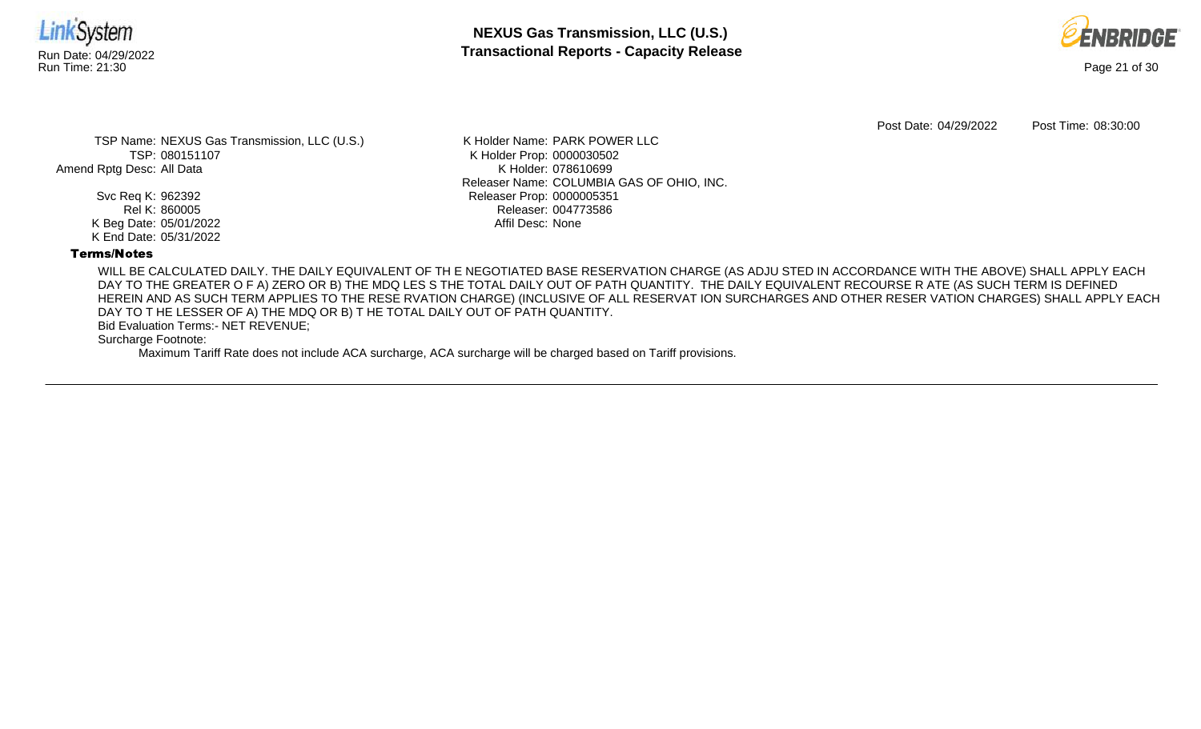Post Date: 04/29/2022 Post Time: 08:30:00

TSP Name: NEXUS Gas Transmission, LLC (U.S.)
TSP: 080151107
Amend Rptg Desc: All Data

Svc Req K: 962392
Rel K: 860005
K Beg Date: 05/01/2022
K End Date: 05/31/2022

K Holder Name: PARK POWER LLC
K Holder Prop: 0000030502
K Holder: 078610699
Releaser Name: COLUMBIA GAS OF OHIO, INC.
Releaser Prop: 0000005351
Releaser: 004773586
Affil Desc: None

**Terms/Notes**

WILL BE CALCULATED DAILY. THE DAILY EQUIVALENT OF TH E NEGOTIATED BASE RESERVATION CHARGE (AS ADJU STED IN ACCORDANCE WITH THE ABOVE) SHALL APPLY EACH DAY TO THE GREATER O F A) ZERO OR B) THE MDQ LES S THE TOTAL DAILY OUT OF PATH QUANTITY. THE DAILY EQUIVALENT RECOURSE R ATE (AS SUCH TERM IS DEFINED HEREIN AND AS SUCH TERM APPLIES TO THE RESE RVATION CHARGE) (INCLUSIVE OF ALL RESERVAT ION SURCHARGES AND OTHER RESER VATION CHARGES) SHALL APPLY EACH DAY TO T HE LESSER OF A) THE MDQ OR B) T HE TOTAL DAILY OUT OF PATH QUANTITY.

Bid Evaluation Terms:- NET REVENUE;

Surcharge Footnote:

Maximum Tariff Rate does not include ACA surcharge, ACA surcharge will be charged based on Tariff provisions.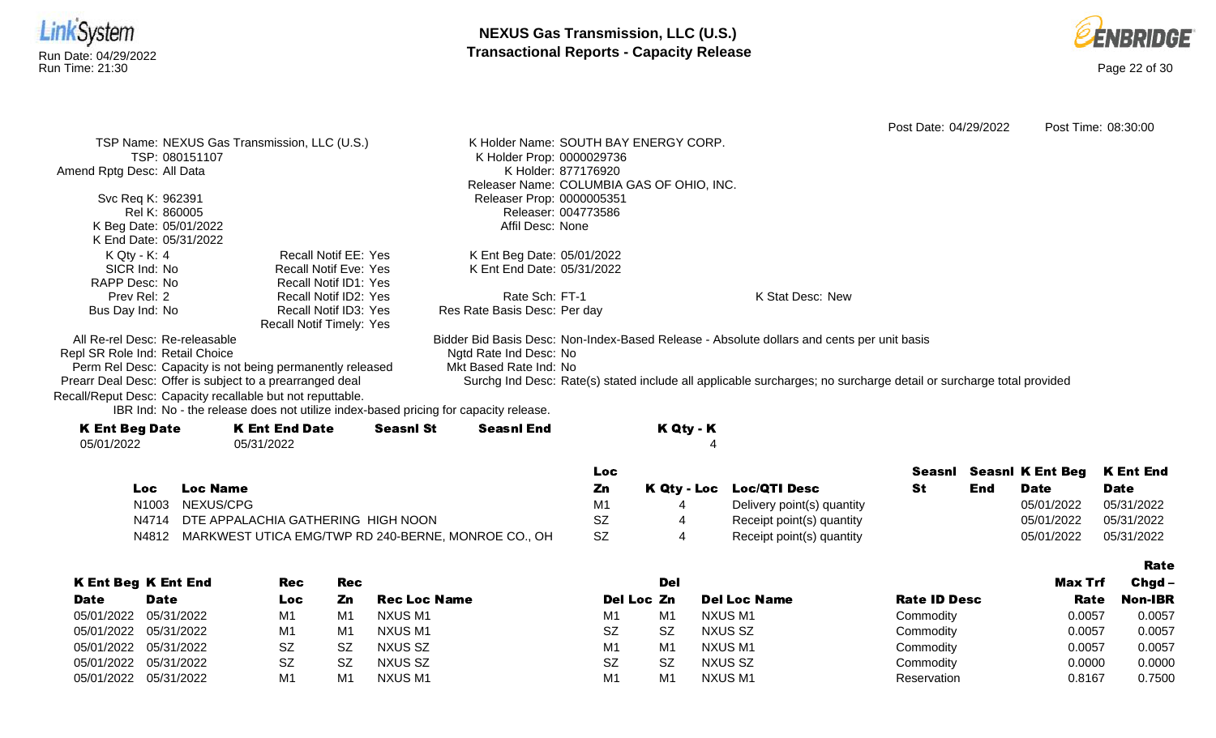Post Date: 04/29/2022 Post Time: 08:30:00

TSP Name: NEXUS Gas Transmission, LLC (U.S.)
TSP: 080151107
Amend Rptg Desc: All Data

Svc Req K: 962391
Rel K: 860005
K Beg Date: 05/01/2022
K End Date: 05/31/2022
K Qty - K: 4
SICR Ind: No
RAPP Desc: No
Prev Rel: 2
Bus Day Ind: No

Recall Notif EE: Yes
Recall Notif Eve: Yes
Recall Notif ID1: Yes
Recall Notif ID2: Yes
Recall Notif ID3: Yes
Recall Notif Timely: Yes

K Holder Name: SOUTH BAY ENERGY CORP.
K Holder Prop: 0000029736
K Holder: 877176920
Releaser Name: COLUMBIA GAS OF OHIO, INC.
Releaser Prop: 0000005351
Releaser: 004773586
Affil Desc: None

K Ent Beg Date: 05/01/2022
K Ent End Date: 05/31/2022

Rate Sch: FT-1
Res Rate Basis Desc: Per day

K Stat Desc: New

All Re-rel Desc: Re-releasable
Repl SR Role Ind: Retail Choice
Perm Rel Desc: Capacity is not being permanently released
Prearr Deal Desc: Offer is subject to a prearranged deal
Recall/Reput Desc: Capacity recallable but not reputtable.
IBR Ind: No - the release does not utilize index-based pricing for capacity release.

Bidder Bid Basis Desc: Non-Index-Based Release - Absolute dollars and cents per unit basis
Ngtd Rate Ind Desc: No
Mkt Based Rate Ind: No
Surchg Ind Desc: Rate(s) stated include all applicable surcharges; no surcharge detail or surcharge total provided

| K Ent Beg Date | K Ent End Date | Seasnl St | Seasnl End | K Qty - K |
|---|---|---|---|---|
| 05/01/2022 | 05/31/2022 | | | 4 |

| Loc | Loc Name | Loc Zn | K Qty - Loc | Loc/QTI Desc | Seasnl St | Seasnl End | K Ent Beg Date | K Ent End Date |
|---|---|---|---|---|---|---|---|---|
| N1003 | NEXUS/CPG | M1 | 4 | Delivery point(s) quantity | | | 05/01/2022 | 05/31/2022 |
| N4714 | DTE APPALACHIA GATHERING HIGH NOON | SZ | 4 | Receipt point(s) quantity | | | 05/01/2022 | 05/31/2022 |
| N4812 | MARKWEST UTICA EMG/TWP RD 240-BERNE, MONROE CO., OH | SZ | 4 | Receipt point(s) quantity | | | 05/01/2022 | 05/31/2022 |

| K Ent Beg Date | K Ent End Date | Rec Loc | Rec Zn | Rec Loc Name | Del Loc | Del Zn | Del Loc Name | Rate ID Desc | Max Trf Rate | Rate Chgd – Non-IBR |
|---|---|---|---|---|---|---|---|---|---|---|
| 05/01/2022 | 05/31/2022 | M1 | M1 | NXUS M1 | M1 | M1 | NXUS M1 | Commodity | 0.0057 | 0.0057 |
| 05/01/2022 | 05/31/2022 | M1 | M1 | NXUS M1 | SZ | SZ | NXUS SZ | Commodity | 0.0057 | 0.0057 |
| 05/01/2022 | 05/31/2022 | SZ | SZ | NXUS SZ | M1 | M1 | NXUS M1 | Commodity | 0.0057 | 0.0057 |
| 05/01/2022 | 05/31/2022 | SZ | SZ | NXUS SZ | SZ | SZ | NXUS SZ | Commodity | 0.0000 | 0.0000 |
| 05/01/2022 | 05/31/2022 | M1 | M1 | NXUS M1 | M1 | M1 | NXUS M1 | Reservation | 0.8167 | 0.7500 |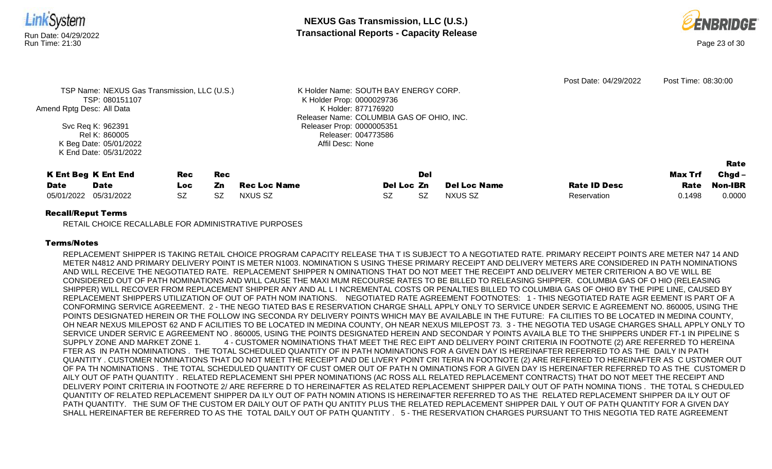Post Date: 04/29/2022 Post Time: 08:30:00

TSP Name: NEXUS Gas Transmission, LLC (U.S.)
TSP: 080151107
Amend Rptg Desc: All Data
Svc Req K: 962391
Rel K: 860005
K Beg Date: 05/01/2022
K End Date: 05/31/2022

K Holder Name: SOUTH BAY ENERGY CORP.
K Holder Prop: 0000029736
K Holder: 877176920
Releaser Name: COLUMBIA GAS OF OHIO, INC.
Releaser Prop: 0000005351
Releaser: 004773586
Affil Desc: None

| K Ent Beg Date | K Ent End Date | Rec Loc | Rec Zn | Rec Loc Name | Del Loc | Del Zn | Del Loc Name | Rate ID Desc | Max Trf Rate | Rate Chgd – Non-IBR |
|---|---|---|---|---|---|---|---|---|---|---|
| 05/01/2022 | 05/31/2022 | SZ | SZ | NXUS SZ | SZ | SZ | NXUS SZ | Reservation | 0.1498 | 0.0000 |

**Recall/Reput Terms**

RETAIL CHOICE RECALLABLE FOR ADMINISTRATIVE PURPOSES

**Terms/Notes**

REPLACEMENT SHIPPER IS TAKING RETAIL CHOICE PROGRAM CAPACITY RELEASE THA T IS SUBJECT TO A NEGOTIATED RATE. PRIMARY RECEIPT POINTS ARE METER N47 14 AND METER N4812 AND PRIMARY DELIVERY POINT IS METER N1003. NOMINATION S USING THESE PRIMARY RECEIPT AND DELIVERY METERS ARE CONSIDERED IN PATH NOMINATIONS AND WILL RECEIVE THE NEGOTIATED RATE. REPLACEMENT SHIPPER N OMINATIONS THAT DO NOT MEET THE RECEIPT AND DELIVERY METER CRITERION A BO VE WILL BE CONSIDERED OUT OF PATH NOMINATIONS AND WILL CAUSE THE MAXI MUM RECOURSE RATES TO BE BILLED TO RELEASING SHIPPER. COLUMBIA GAS OF O HIO (RELEASING SHIPPER) WILL RECOVER FROM REPLACEMENT SHIPPER ANY AND AL L I NCREMENTAL COSTS OR PENALTIES BILLED TO COLUMBIA GAS OF OHIO BY THE PIPE LINE, CAUSED BY REPLACEMENT SHIPPERS UTILIZATION OF OUT OF PATH NOM INATIONS. NEGOTIATED RATE AGREEMENT FOOTNOTES: 1 - THIS NEGOTIATED RATE AGR EEMENT IS PART OF A CONFORMING SERVICE AGREEMENT. 2 - THE NEGO TIATED BAS E RESERVATION CHARGE SHALL APPLY ONLY TO SERVICE UNDER SERVIC E AGREEMENT NO. 860005, USING THE POINTS DESIGNATED HEREIN OR THE FOLLOW ING SECONDA RY DELIVERY POINTS WHICH MAY BE AVAILABLE IN THE FUTURE: FA CILITIES TO BE LOCATED IN MEDINA COUNTY, OH NEAR NEXUS MILEPOST 62 AND F ACILITIES TO BE LOCATED IN MEDINA COUNTY, OH NEAR NEXUS MILEPOST 73. 3 - THE NEGOTIA TED USAGE CHARGES SHALL APPLY ONLY TO SERVICE UNDER SERVIC E AGREEMENT NO . 860005, USING THE POINTS DESIGNATED HEREIN AND SECONDAR Y POINTS AVAILA BLE TO THE SHIPPERS UNDER FT-1 IN PIPELINE S SUPPLY ZONE AND MARKET ZONE 1. 4 - CUSTOMER NOMINATIONS THAT MEET THE REC EIPT AND DELIVERY POINT CRITERIA IN FOOTNOTE (2) ARE REFERRED TO HEREINA FTER AS IN PATH NOMINATIONS . THE TOTAL SCHEDULED QUANTITY OF IN PATH NOMINATIONS FOR A GIVEN DAY IS HEREINAFTER REFERRED TO AS THE DAILY IN PATH QUANTITY . CUSTOMER NOMINATIONS THAT DO NOT MEET THE RECEIPT AND DE LIVERY POINT CRI TERIA IN FOOTNOTE (2) ARE REFERRED TO HEREINAFTER AS C USTOMER OUT OF PA TH NOMINATIONS . THE TOTAL SCHEDULED QUANTITY OF CUST OMER OUT OF PATH N OMINATIONS FOR A GIVEN DAY IS HEREINAFTER REFERRED TO AS THE CUSTOMER D AILY OUT OF PATH QUANTITY . RELATED REPLACEMENT SHI PPER NOMINATIONS (AC ROSS ALL RELATED REPLACEMENT CONTRACTS) THAT DO NOT MEET THE RECEIPT AND DELIVERY POINT CRITERIA IN FOOTNOTE 2/ ARE REFERRE D TO HEREINAFTER AS RELATED REPLACEMENT SHIPPER DAILY OUT OF PATH NOMINA TIONS . THE TOTAL S CHEDULED QUANTITY OF RELATED REPLACEMENT SHIPPER DA ILY OUT OF PATH NOMIN ATIONS IS HEREINAFTER REFERRED TO AS THE RELATED REPLACEMENT SHIPPER DA ILY OUT OF PATH QUANTITY. THE SUM OF THE CUSTOM ER DAILY OUT OF PATH QU ANTITY PLUS THE RELATED REPLACEMENT SHIPPER DAIL Y OUT OF PATH QUANTITY FOR A GIVEN DAY SHALL HEREINAFTER BE REFERRED TO AS THE TOTAL DAILY OUT OF PATH QUANTITY . 5 - THE RESERVATION CHARGES PURSUANT TO THIS NEGOTIA TED RATE AGREEMENT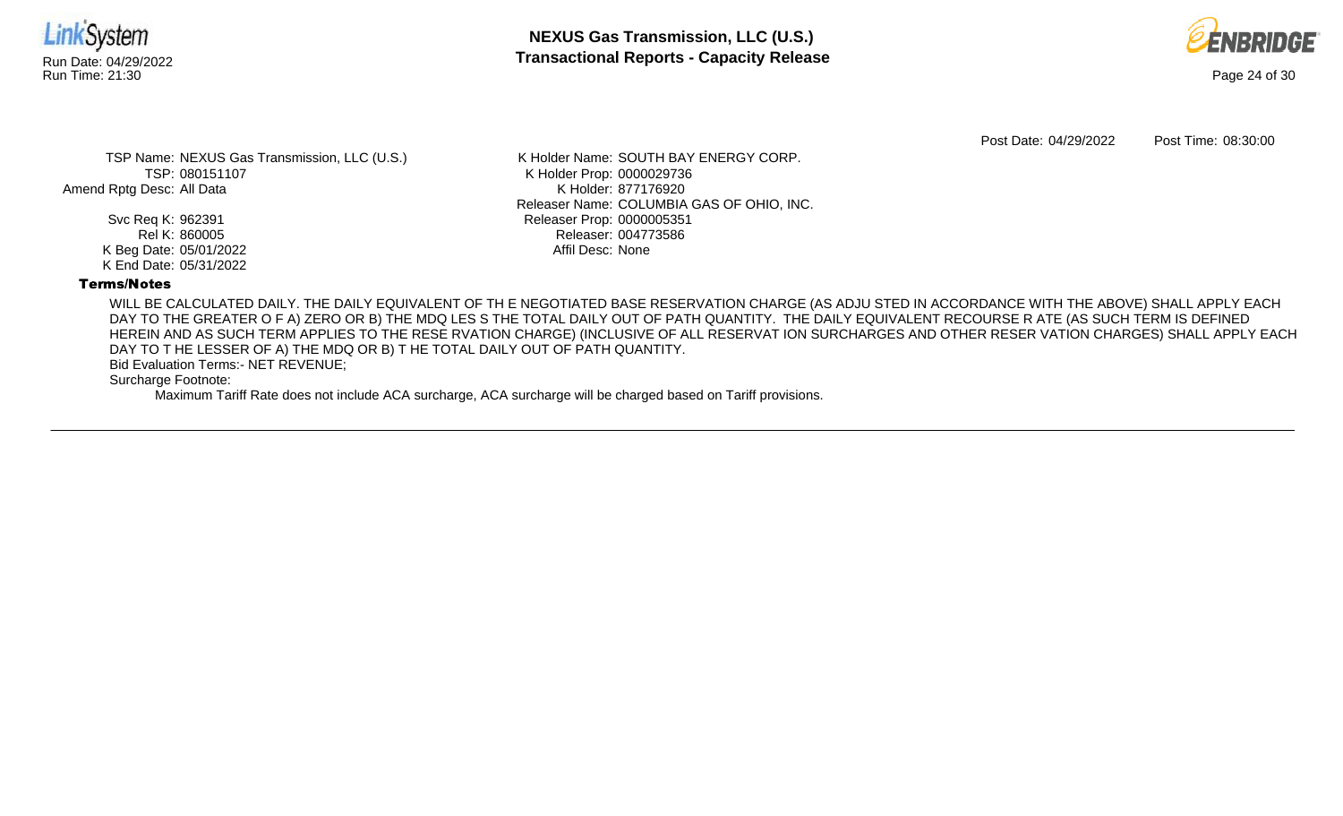Post Date: 04/29/2022 Post Time: 08:30:00

TSP Name: NEXUS Gas Transmission, LLC (U.S.)
TSP: 080151107
Amend Rptg Desc: All Data

Svc Req K: 962391
Rel K: 860005
K Beg Date: 05/01/2022
K End Date: 05/31/2022

K Holder Name: SOUTH BAY ENERGY CORP.
K Holder Prop: 0000029736
K Holder: 877176920
Releaser Name: COLUMBIA GAS OF OHIO, INC.
Releaser Prop: 0000005351
Releaser: 004773586
Affil Desc: None

**Terms/Notes**

WILL BE CALCULATED DAILY. THE DAILY EQUIVALENT OF TH E NEGOTIATED BASE RESERVATION CHARGE (AS ADJU STED IN ACCORDANCE WITH THE ABOVE) SHALL APPLY EACH DAY TO THE GREATER O F A) ZERO OR B) THE MDQ LES S THE TOTAL DAILY OUT OF PATH QUANTITY. THE DAILY EQUIVALENT RECOURSE R ATE (AS SUCH TERM IS DEFINED HEREIN AND AS SUCH TERM APPLIES TO THE RESE RVATION CHARGE) (INCLUSIVE OF ALL RESERVAT ION SURCHARGES AND OTHER RESER VATION CHARGES) SHALL APPLY EACH DAY TO T HE LESSER OF A) THE MDQ OR B) T HE TOTAL DAILY OUT OF PATH QUANTITY.

Bid Evaluation Terms:- NET REVENUE;

Surcharge Footnote:

Maximum Tariff Rate does not include ACA surcharge, ACA surcharge will be charged based on Tariff provisions.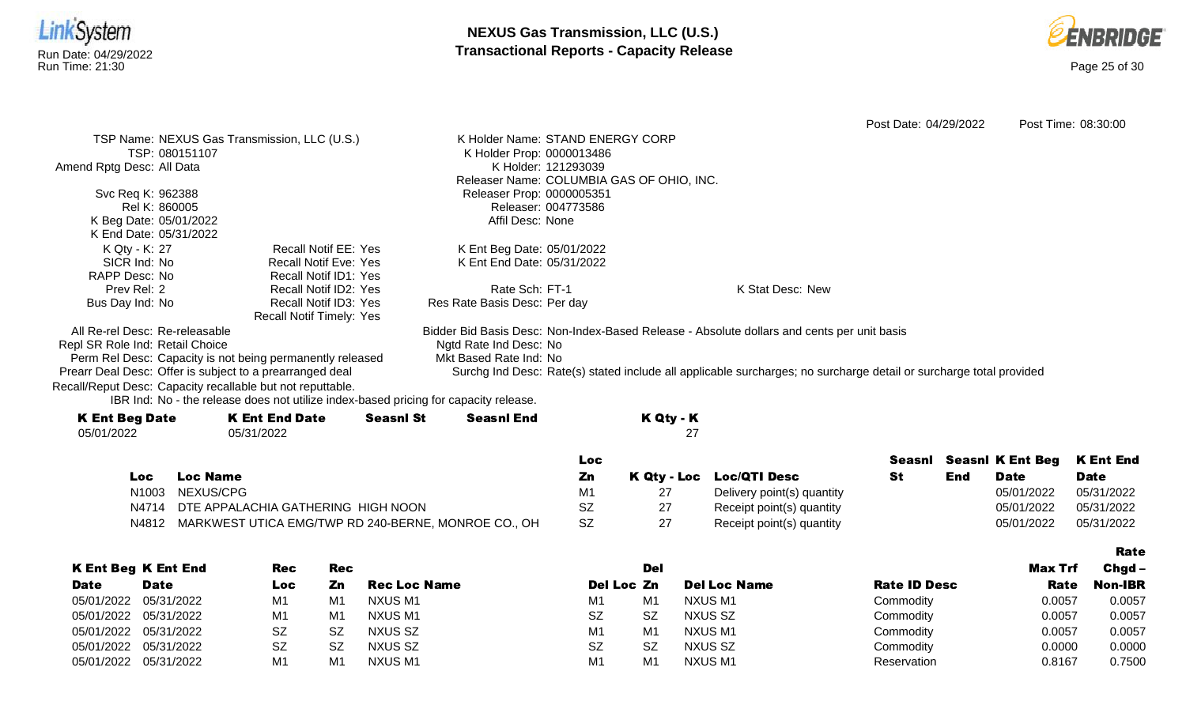Post Date: 04/29/2022 Post Time: 08:30:00

TSP Name: NEXUS Gas Transmission, LLC (U.S.)
TSP: 080151107
Amend Rptg Desc: All Data

Svc Req K: 962388
Rel K: 860005
K Beg Date: 05/01/2022
K End Date: 05/31/2022
K Qty - K: 27
SICR Ind: No
RAPP Desc: No
Prev Rel: 2
Bus Day Ind: No

Recall Notif EE: Yes
Recall Notif Eve: Yes
Recall Notif ID1: Yes
Recall Notif ID2: Yes
Recall Notif ID3: Yes
Recall Notif Timely: Yes

K Holder Name: STAND ENERGY CORP
K Holder Prop: 0000013486
K Holder: 121293039
Releaser Name: COLUMBIA GAS OF OHIO, INC.
Releaser Prop: 0000005351
Releaser: 004773586
Affil Desc: None

K Ent Beg Date: 05/01/2022
K Ent End Date: 05/31/2022

Rate Sch: FT-1
Res Rate Basis Desc: Per day

K Stat Desc: New

All Re-rel Desc: Re-releasable
Repl SR Role Ind: Retail Choice
Perm Rel Desc: Capacity is not being permanently released
Prearr Deal Desc: Offer is subject to a prearranged deal
Recall/Reput Desc: Capacity recallable but not reputtable.
IBR Ind: No - the release does not utilize index-based pricing for capacity release.

Bidder Bid Basis Desc: Non-Index-Based Release - Absolute dollars and cents per unit basis
Ngtd Rate Ind Desc: No
Mkt Based Rate Ind: No
Surchg Ind Desc: Rate(s) stated include all applicable surcharges; no surcharge detail or surcharge total provided

| K Ent Beg Date | K Ent End Date | Seasnl St | Seasnl End | K Qty - K |
|---|---|---|---|---|
| 05/01/2022 | 05/31/2022 | | | 27 |

| Loc | Loc Name | Loc Zn | K Qty - Loc | Loc/QTI Desc | Seasnl St | Seasnl End | K Ent Beg Date | K Ent End Date |
|---|---|---|---|---|---|---|---|---|
| N1003 | NEXUS/CPG | M1 | 27 | Delivery point(s) quantity | | | 05/01/2022 | 05/31/2022 |
| N4714 | DTE APPALACHIA GATHERING HIGH NOON | SZ | 27 | Receipt point(s) quantity | | | 05/01/2022 | 05/31/2022 |
| N4812 | MARKWEST UTICA EMG/TWP RD 240-BERNE, MONROE CO., OH | SZ | 27 | Receipt point(s) quantity | | | 05/01/2022 | 05/31/2022 |

| K Ent Beg Date | K Ent End Date | Rec Loc | Rec Zn | Rec Loc Name | Del Loc | Del Zn | Del Loc Name | Rate ID Desc | Max Trf Rate | Rate Chgd – Non-IBR |
|---|---|---|---|---|---|---|---|---|---|---|
| 05/01/2022 | 05/31/2022 | M1 | M1 | NXUS M1 | M1 | M1 | NXUS M1 | Commodity | 0.0057 | 0.0057 |
| 05/01/2022 | 05/31/2022 | M1 | M1 | NXUS M1 | SZ | SZ | NXUS SZ | Commodity | 0.0057 | 0.0057 |
| 05/01/2022 | 05/31/2022 | SZ | SZ | NXUS SZ | M1 | M1 | NXUS M1 | Commodity | 0.0057 | 0.0057 |
| 05/01/2022 | 05/31/2022 | SZ | SZ | NXUS SZ | SZ | SZ | NXUS SZ | Commodity | 0.0000 | 0.0000 |
| 05/01/2022 | 05/31/2022 | M1 | M1 | NXUS M1 | M1 | M1 | NXUS M1 | Reservation | 0.8167 | 0.7500 |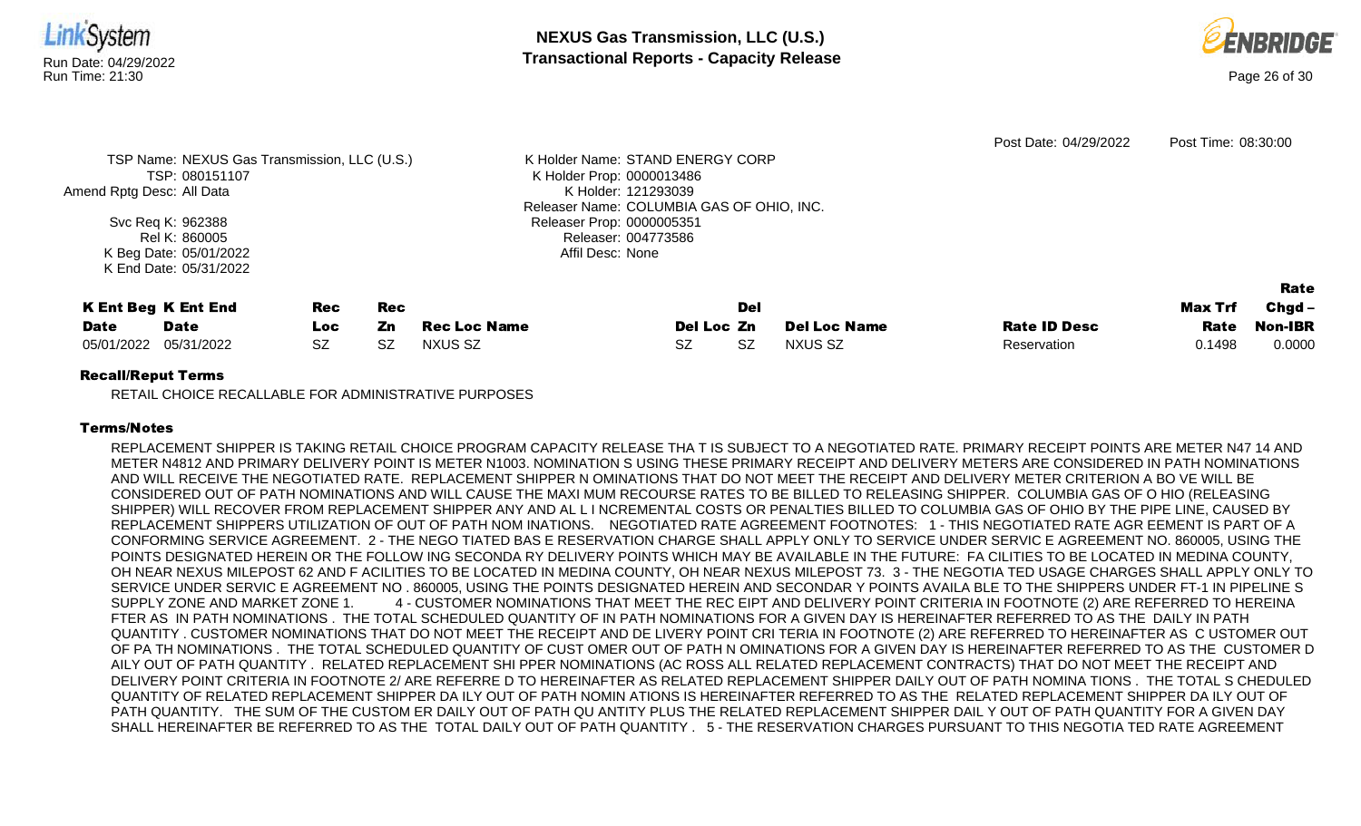Post Date: 04/29/2022 Post Time: 08:30:00

TSP Name: NEXUS Gas Transmission, LLC (U.S.)
TSP: 080151107
Amend Rptg Desc: All Data

Svc Req K: 962388
Rel K: 860005
K Beg Date: 05/01/2022
K End Date: 05/31/2022

K Holder Name: STAND ENERGY CORP
K Holder Prop: 0000013486
K Holder: 121293039
Releaser Name: COLUMBIA GAS OF OHIO, INC.
Releaser Prop: 0000005351
Releaser: 004773586
Affil Desc: None

| K Ent Beg Date | K Ent End Date | Rec Loc | Rec Zn | Rec Loc Name | Del Loc | Del Zn | Del Loc Name | Rate ID Desc | Max Trf Rate | Rate Chgd – Non-IBR |
|---|---|---|---|---|---|---|---|---|---|---|
| 05/01/2022 | 05/31/2022 | SZ | SZ | NXUS SZ | SZ | SZ | NXUS SZ | Reservation | 0.1498 | 0.0000 |

**Recall/Reput Terms**

RETAIL CHOICE RECALLABLE FOR ADMINISTRATIVE PURPOSES

**Terms/Notes**

REPLACEMENT SHIPPER IS TAKING RETAIL CHOICE PROGRAM CAPACITY RELEASE THA T IS SUBJECT TO A NEGOTIATED RATE. PRIMARY RECEIPT POINTS ARE METER N47 14 AND METER N4812 AND PRIMARY DELIVERY POINT IS METER N1003. NOMINATION S USING THESE PRIMARY RECEIPT AND DELIVERY METERS ARE CONSIDERED IN PATH NOMINATIONS AND WILL RECEIVE THE NEGOTIATED RATE. REPLACEMENT SHIPPER N OMINATIONS THAT DO NOT MEET THE RECEIPT AND DELIVERY METER CRITERION A BO VE WILL BE CONSIDERED OUT OF PATH NOMINATIONS AND WILL CAUSE THE MAXI MUM RECOURSE RATES TO BE BILLED TO RELEASING SHIPPER. COLUMBIA GAS OF O HIO (RELEASING SHIPPER) WILL RECOVER FROM REPLACEMENT SHIPPER ANY AND AL L I NCREMENTAL COSTS OR PENALTIES BILLED TO COLUMBIA GAS OF OHIO BY THE PIPE LINE, CAUSED BY REPLACEMENT SHIPPERS UTILIZATION OF OUT OF PATH NOM INATIONS. NEGOTIATED RATE AGREEMENT FOOTNOTES: 1 - THIS NEGOTIATED RATE AGR EEMENT IS PART OF A CONFORMING SERVICE AGREEMENT. 2 - THE NEGO TIATED BAS E RESERVATION CHARGE SHALL APPLY ONLY TO SERVICE UNDER SERVIC E AGREEMENT NO. 860005, USING THE POINTS DESIGNATED HEREIN OR THE FOLLOW ING SECONDA RY DELIVERY POINTS WHICH MAY BE AVAILABLE IN THE FUTURE: FA CILITIES TO BE LOCATED IN MEDINA COUNTY, OH NEAR NEXUS MILEPOST 62 AND F ACILITIES TO BE LOCATED IN MEDINA COUNTY, OH NEAR NEXUS MILEPOST 73. 3 - THE NEGOTIA TED USAGE CHARGES SHALL APPLY ONLY TO SERVICE UNDER SERVIC E AGREEMENT NO . 860005, USING THE POINTS DESIGNATED HEREIN AND SECONDAR Y POINTS AVAILA BLE TO THE SHIPPERS UNDER FT-1 IN PIPELINE S SUPPLY ZONE AND MARKET ZONE 1. 4 - CUSTOMER NOMINATIONS THAT MEET THE REC EIPT AND DELIVERY POINT CRITERIA IN FOOTNOTE (2) ARE REFERRED TO HEREINA FTER AS IN PATH NOMINATIONS . THE TOTAL SCHEDULED QUANTITY OF IN PATH NOMINATIONS FOR A GIVEN DAY IS HEREINAFTER REFERRED TO AS THE DAILY IN PATH QUANTITY . CUSTOMER NOMINATIONS THAT DO NOT MEET THE RECEIPT AND DE LIVERY POINT CRI TERIA IN FOOTNOTE (2) ARE REFERRED TO HEREINAFTER AS C USTOMER OUT OF PA TH NOMINATIONS . THE TOTAL SCHEDULED QUANTITY OF CUST OMER OUT OF PATH N OMINATIONS FOR A GIVEN DAY IS HEREINAFTER REFERRED TO AS THE CUSTOMER D AILY OUT OF PATH QUANTITY . RELATED REPLACEMENT SHI PPER NOMINATIONS (AC ROSS ALL RELATED REPLACEMENT CONTRACTS) THAT DO NOT MEET THE RECEIPT AND DELIVERY POINT CRITERIA IN FOOTNOTE 2/ ARE REFERRE D TO HEREINAFTER AS RELATED REPLACEMENT SHIPPER DAILY OUT OF PATH NOMINA TIONS . THE TOTAL S CHEDULED QUANTITY OF RELATED REPLACEMENT SHIPPER DA ILY OUT OF PATH NOMIN ATIONS IS HEREINAFTER REFERRED TO AS THE RELATED REPLACEMENT SHIPPER DA ILY OUT OF PATH QUANTITY. THE SUM OF THE CUSTOM ER DAILY OUT OF PATH QU ANTITY PLUS THE RELATED REPLACEMENT SHIPPER DAIL Y OUT OF PATH QUANTITY FOR A GIVEN DAY SHALL HEREINAFTER BE REFERRED TO AS THE TOTAL DAILY OUT OF PATH QUANTITY . 5 - THE RESERVATION CHARGES PURSUANT TO THIS NEGOTIA TED RATE AGREEMENT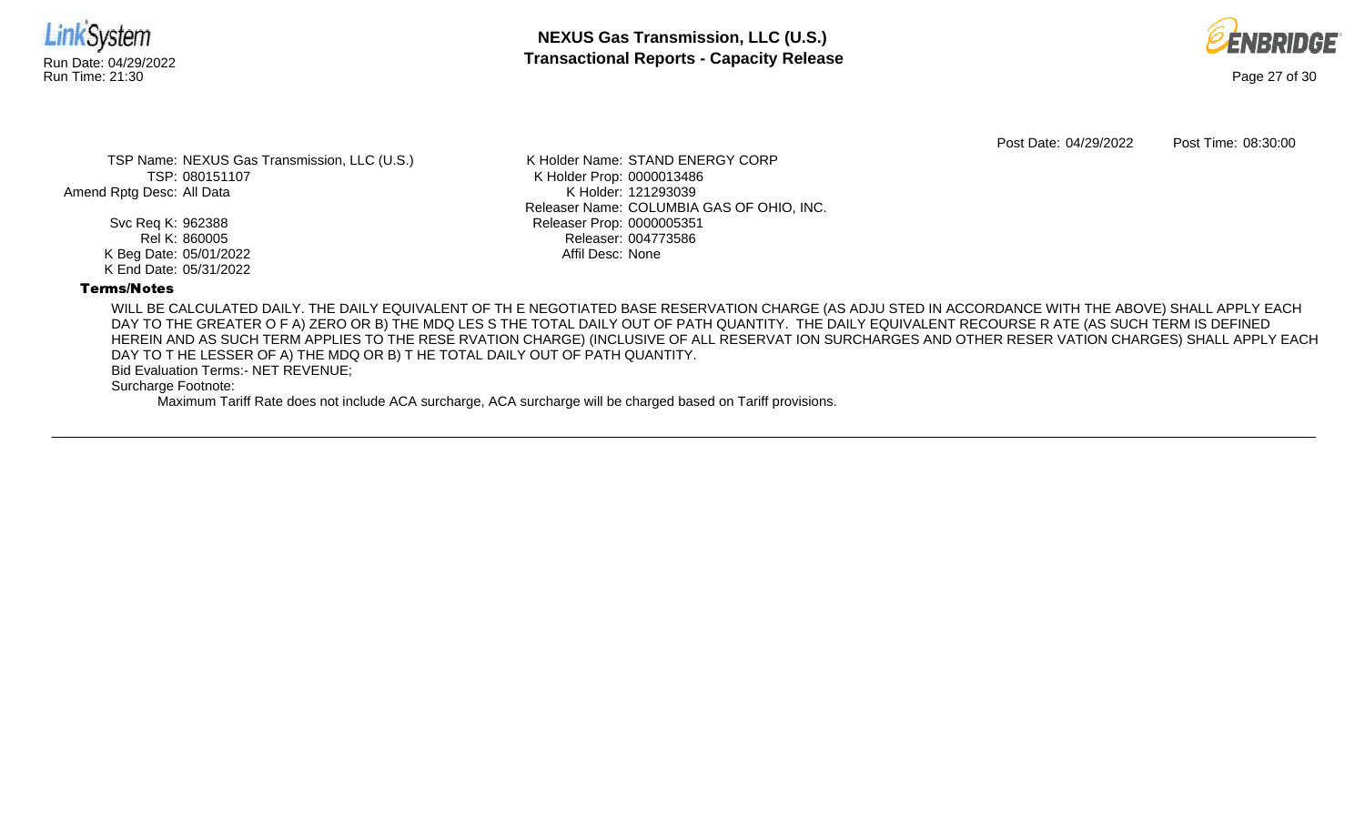Post Date: 04/29/2022 Post Time: 08:30:00

TSP Name: NEXUS Gas Transmission, LLC (U.S.)
TSP: 080151107
Amend Rptg Desc: All Data

Svc Req K: 962388
Rel K: 860005
K Beg Date: 05/01/2022
K End Date: 05/31/2022

K Holder Name: STAND ENERGY CORP
K Holder Prop: 0000013486
K Holder: 121293039
Releaser Name: COLUMBIA GAS OF OHIO, INC.
Releaser Prop: 0000005351
Releaser: 004773586
Affil Desc: None

**Terms/Notes**

WILL BE CALCULATED DAILY. THE DAILY EQUIVALENT OF TH E NEGOTIATED BASE RESERVATION CHARGE (AS ADJU STED IN ACCORDANCE WITH THE ABOVE) SHALL APPLY EACH DAY TO THE GREATER O F A) ZERO OR B) THE MDQ LES S THE TOTAL DAILY OUT OF PATH QUANTITY. THE DAILY EQUIVALENT RECOURSE R ATE (AS SUCH TERM IS DEFINED HEREIN AND AS SUCH TERM APPLIES TO THE RESE RVATION CHARGE) (INCLUSIVE OF ALL RESERVAT ION SURCHARGES AND OTHER RESER VATION CHARGES) SHALL APPLY EACH DAY TO T HE LESSER OF A) THE MDQ OR B) T HE TOTAL DAILY OUT OF PATH QUANTITY.

Bid Evaluation Terms:- NET REVENUE;

Surcharge Footnote:

Maximum Tariff Rate does not include ACA surcharge, ACA surcharge will be charged based on Tariff provisions.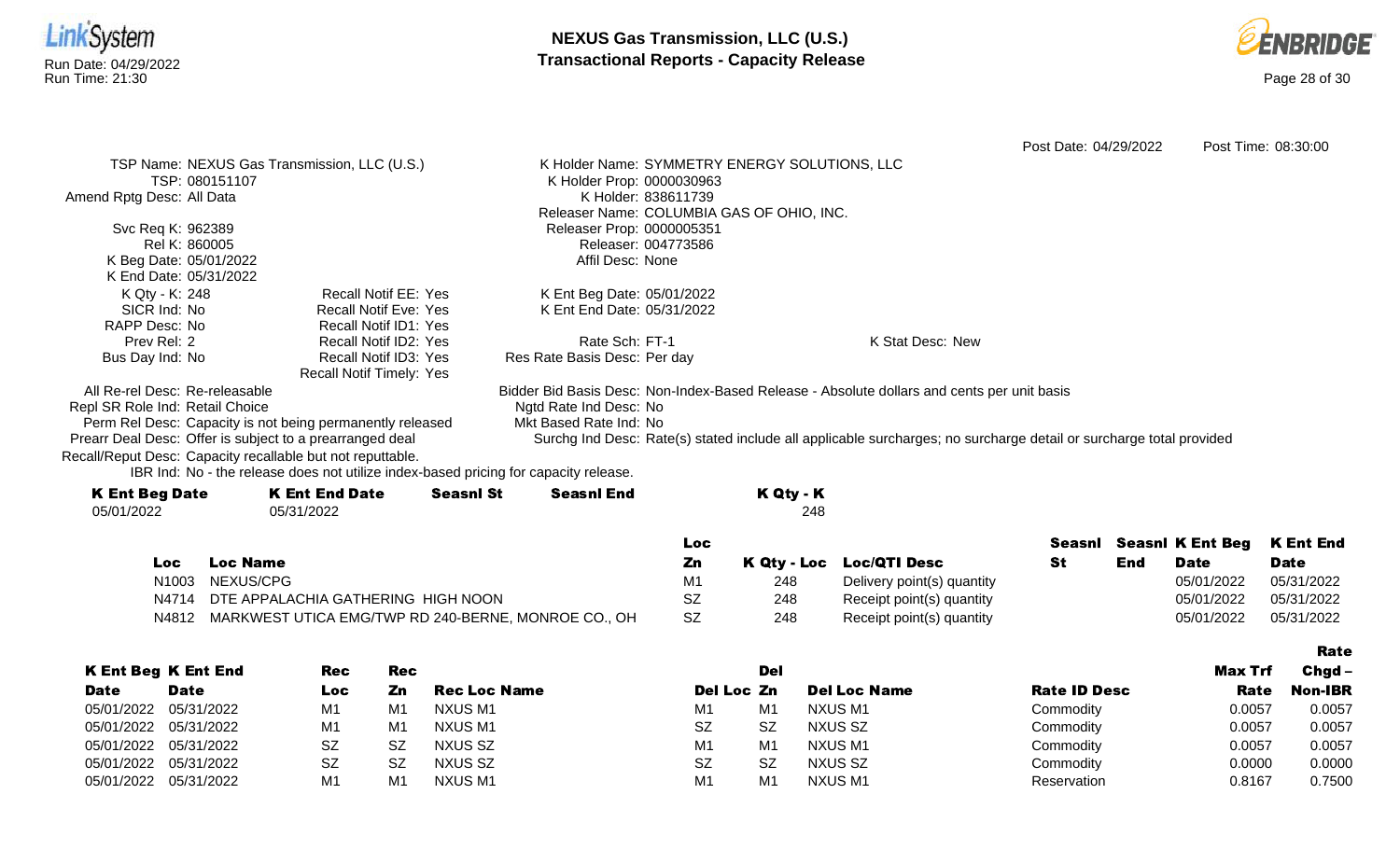Post Date: 04/29/2022 Post Time: 08:30:00

TSP Name: NEXUS Gas Transmission, LLC (U.S.)
TSP: 080151107
Amend Rptg Desc: All Data

Svc Req K: 962389
Rel K: 860005
K Beg Date: 05/01/2022
K End Date: 05/31/2022
K Qty - K: 248
SICR Ind: No
RAPP Desc: No
Prev Rel: 2
Bus Day Ind: No

Recall Notif EE: Yes
Recall Notif Eve: Yes
Recall Notif ID1: Yes
Recall Notif ID2: Yes
Recall Notif ID3: Yes
Recall Notif Timely: Yes

K Holder Name: SYMMETRY ENERGY SOLUTIONS, LLC
K Holder Prop: 0000030963
K Holder: 838611739
Releaser Name: COLUMBIA GAS OF OHIO, INC.
Releaser Prop: 0000005351
Releaser: 004773586
Affil Desc: None

K Ent Beg Date: 05/01/2022
K Ent End Date: 05/31/2022

Rate Sch: FT-1
Res Rate Basis Desc: Per day

K Stat Desc: New

All Re-rel Desc: Re-releasable
Repl SR Role Ind: Retail Choice
Perm Rel Desc: Capacity is not being permanently released
Prearr Deal Desc: Offer is subject to a prearranged deal
Recall/Reput Desc: Capacity recallable but not reputtable.
IBR Ind: No - the release does not utilize index-based pricing for capacity release.

Bidder Bid Basis Desc: Non-Index-Based Release - Absolute dollars and cents per unit basis
Ngtd Rate Ind Desc: No
Mkt Based Rate Ind: No
Surchg Ind Desc: Rate(s) stated include all applicable surcharges; no surcharge detail or surcharge total provided

| K Ent Beg Date | K Ent End Date | Seasnl St | Seasnl End | K Qty - K |
|---|---|---|---|---|
| 05/01/2022 | 05/31/2022 | | | 248 |

| Loc | Loc Name | Loc Zn | K Qty - Loc | Loc/QTI Desc | Seasnl St | Seasnl End | K Ent Beg Date | K Ent End Date |
|---|---|---|---|---|---|---|---|---|
| N1003 | NEXUS/CPG | M1 | 248 | Delivery point(s) quantity | | | 05/01/2022 | 05/31/2022 |
| N4714 | DTE APPALACHIA GATHERING HIGH NOON | SZ | 248 | Receipt point(s) quantity | | | 05/01/2022 | 05/31/2022 |
| N4812 | MARKWEST UTICA EMG/TWP RD 240-BERNE, MONROE CO., OH | SZ | 248 | Receipt point(s) quantity | | | 05/01/2022 | 05/31/2022 |

| K Ent Beg Date | K Ent End Date | Rec Loc | Rec Zn | Rec Loc Name | Del Loc | Del Zn | Del Loc Name | Rate ID Desc | Max Trf Rate | Rate Chgd – Non-IBR |
|---|---|---|---|---|---|---|---|---|---|---|
| 05/01/2022 | 05/31/2022 | M1 | M1 | NXUS M1 | M1 | M1 | NXUS M1 | Commodity | 0.0057 | 0.0057 |
| 05/01/2022 | 05/31/2022 | M1 | M1 | NXUS M1 | SZ | SZ | NXUS SZ | Commodity | 0.0057 | 0.0057 |
| 05/01/2022 | 05/31/2022 | SZ | SZ | NXUS SZ | M1 | M1 | NXUS M1 | Commodity | 0.0057 | 0.0057 |
| 05/01/2022 | 05/31/2022 | SZ | SZ | NXUS SZ | SZ | SZ | NXUS SZ | Commodity | 0.0000 | 0.0000 |
| 05/01/2022 | 05/31/2022 | M1 | M1 | NXUS M1 | M1 | M1 | NXUS M1 | Reservation | 0.8167 | 0.7500 |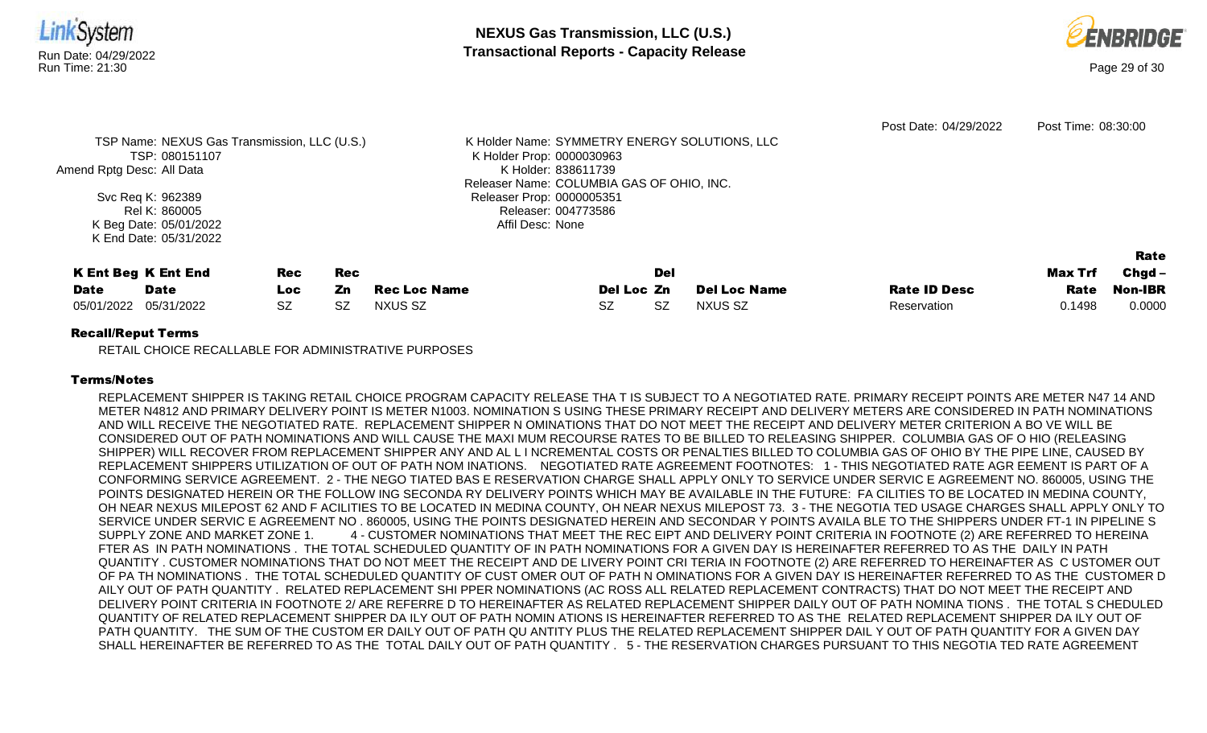Post Date: 04/29/2022 Post Time: 08:30:00

TSP Name: NEXUS Gas Transmission, LLC (U.S.)
TSP: 080151107
Amend Rptg Desc: All Data
Svc Req K: 962389
Rel K: 860005
K Beg Date: 05/01/2022
K End Date: 05/31/2022

K Holder Name: SYMMETRY ENERGY SOLUTIONS, LLC
K Holder Prop: 0000030963
K Holder: 838611739
Releaser Name: COLUMBIA GAS OF OHIO, INC.
Releaser Prop: 0000005351
Releaser: 004773586
Affil Desc: None

| K Ent Beg Date | K Ent End Date | Rec Loc | Rec Zn | Rec Loc Name | Del Loc | Del Zn | Del Loc Name | Rate ID Desc | Max Trf Rate | Rate Chgd – Non-IBR |
|---|---|---|---|---|---|---|---|---|---|---|
| 05/01/2022 | 05/31/2022 | SZ | SZ | NXUS SZ | SZ | SZ | NXUS SZ | Reservation | 0.1498 | 0.0000 |

**Recall/Reput Terms**

RETAIL CHOICE RECALLABLE FOR ADMINISTRATIVE PURPOSES

**Terms/Notes**

REPLACEMENT SHIPPER IS TAKING RETAIL CHOICE PROGRAM CAPACITY RELEASE THA T IS SUBJECT TO A NEGOTIATED RATE. PRIMARY RECEIPT POINTS ARE METER N47 14 AND METER N4812 AND PRIMARY DELIVERY POINT IS METER N1003. NOMINATION S USING THESE PRIMARY RECEIPT AND DELIVERY METERS ARE CONSIDERED IN PATH NOMINATIONS AND WILL RECEIVE THE NEGOTIATED RATE. REPLACEMENT SHIPPER N OMINATIONS THAT DO NOT MEET THE RECEIPT AND DELIVERY METER CRITERION A BO VE WILL BE CONSIDERED OUT OF PATH NOMINATIONS AND WILL CAUSE THE MAXI MUM RECOURSE RATES TO BE BILLED TO RELEASING SHIPPER. COLUMBIA GAS OF O HIO (RELEASING SHIPPER) WILL RECOVER FROM REPLACEMENT SHIPPER ANY AND AL L I NCREMENTAL COSTS OR PENALTIES BILLED TO COLUMBIA GAS OF OHIO BY THE PIPE LINE, CAUSED BY REPLACEMENT SHIPPERS UTILIZATION OF OUT OF PATH NOM INATIONS. NEGOTIATED RATE AGREEMENT FOOTNOTES: 1 - THIS NEGOTIATED RATE AGR EEMENT IS PART OF A CONFORMING SERVICE AGREEMENT. 2 - THE NEGO TIATED BAS E RESERVATION CHARGE SHALL APPLY ONLY TO SERVICE UNDER SERVIC E AGREEMENT NO. 860005, USING THE POINTS DESIGNATED HEREIN OR THE FOLLOW ING SECONDA RY DELIVERY POINTS WHICH MAY BE AVAILABLE IN THE FUTURE: FA CILITIES TO BE LOCATED IN MEDINA COUNTY, OH NEAR NEXUS MILEPOST 62 AND F ACILITIES TO BE LOCATED IN MEDINA COUNTY, OH NEAR NEXUS MILEPOST 73. 3 - THE NEGOTIA TED USAGE CHARGES SHALL APPLY ONLY TO SERVICE UNDER SERVIC E AGREEMENT NO . 860005, USING THE POINTS DESIGNATED HEREIN AND SECONDAR Y POINTS AVAILA BLE TO THE SHIPPERS UNDER FT-1 IN PIPELINE S SUPPLY ZONE AND MARKET ZONE 1. 4 - CUSTOMER NOMINATIONS THAT MEET THE REC EIPT AND DELIVERY POINT CRITERIA IN FOOTNOTE (2) ARE REFERRED TO HEREINA FTER AS IN PATH NOMINATIONS . THE TOTAL SCHEDULED QUANTITY OF IN PATH NOMINATIONS FOR A GIVEN DAY IS HEREINAFTER REFERRED TO AS THE DAILY IN PATH QUANTITY . CUSTOMER NOMINATIONS THAT DO NOT MEET THE RECEIPT AND DE LIVERY POINT CRI TERIA IN FOOTNOTE (2) ARE REFERRED TO HEREINAFTER AS C USTOMER OUT OF PA TH NOMINATIONS . THE TOTAL SCHEDULED QUANTITY OF CUST OMER OUT OF PATH N OMINATIONS FOR A GIVEN DAY IS HEREINAFTER REFERRED TO AS THE CUSTOMER D AILY OUT OF PATH QUANTITY . RELATED REPLACEMENT SHI PPER NOMINATIONS (AC ROSS ALL RELATED REPLACEMENT CONTRACTS) THAT DO NOT MEET THE RECEIPT AND DELIVERY POINT CRITERIA IN FOOTNOTE 2/ ARE REFERRE D TO HEREINAFTER AS RELATED REPLACEMENT SHIPPER DAILY OUT OF PATH NOMINA TIONS . THE TOTAL S CHEDULED QUANTITY OF RELATED REPLACEMENT SHIPPER DA ILY OUT OF PATH NOMIN ATIONS IS HEREINAFTER REFERRED TO AS THE RELATED REPLACEMENT SHIPPER DA ILY OUT OF PATH QUANTITY. THE SUM OF THE CUSTOM ER DAILY OUT OF PATH QU ANTITY PLUS THE RELATED REPLACEMENT SHIPPER DAIL Y OUT OF PATH QUANTITY FOR A GIVEN DAY SHALL HEREINAFTER BE REFERRED TO AS THE TOTAL DAILY OUT OF PATH QUANTITY . 5 - THE RESERVATION CHARGES PURSUANT TO THIS NEGOTIA TED RATE AGREEMENT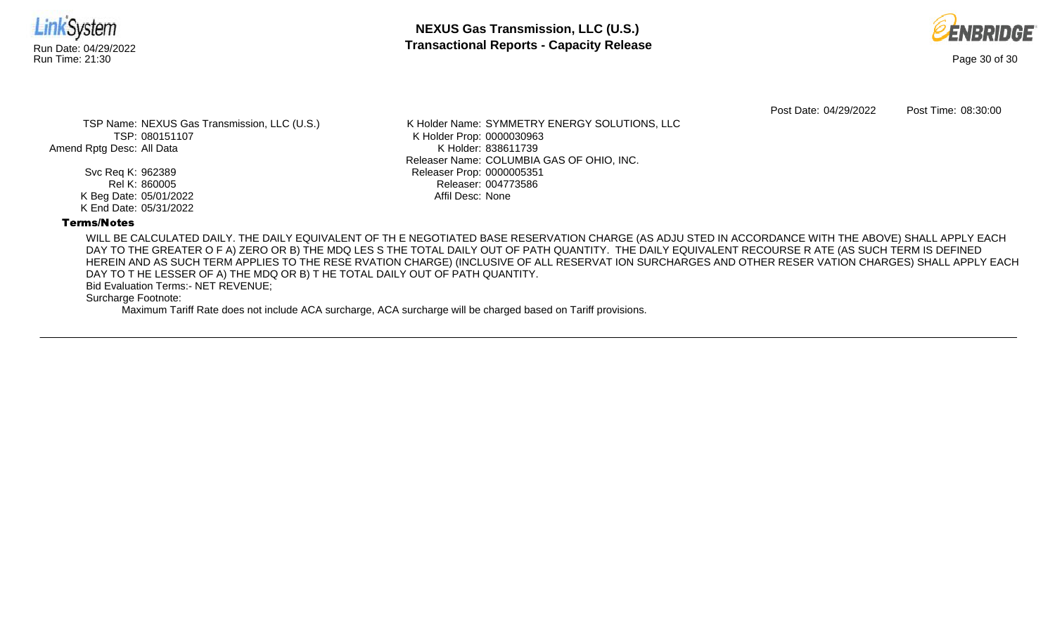Post Date: 04/29/2022 Post Time: 08:30:00

TSP Name: NEXUS Gas Transmission, LLC (U.S.)
TSP: 080151107
Amend Rptg Desc: All Data

Svc Req K: 962389
Rel K: 860005
K Beg Date: 05/01/2022
K End Date: 05/31/2022

K Holder Name: SYMMETRY ENERGY SOLUTIONS, LLC
K Holder Prop: 0000030963
K Holder: 838611739
Releaser Name: COLUMBIA GAS OF OHIO, INC.
Releaser Prop: 0000005351
Releaser: 004773586
Affil Desc: None

**Terms/Notes**

WILL BE CALCULATED DAILY. THE DAILY EQUIVALENT OF TH E NEGOTIATED BASE RESERVATION CHARGE (AS ADJU STED IN ACCORDANCE WITH THE ABOVE) SHALL APPLY EACH DAY TO THE GREATER O F A) ZERO OR B) THE MDQ LES S THE TOTAL DAILY OUT OF PATH QUANTITY. THE DAILY EQUIVALENT RECOURSE R ATE (AS SUCH TERM IS DEFINED HEREIN AND AS SUCH TERM APPLIES TO THE RESE RVATION CHARGE) (INCLUSIVE OF ALL RESERVAT ION SURCHARGES AND OTHER RESER VATION CHARGES) SHALL APPLY EACH DAY TO T HE LESSER OF A) THE MDQ OR B) T HE TOTAL DAILY OUT OF PATH QUANTITY.

Bid Evaluation Terms:- NET REVENUE;

Surcharge Footnote:

Maximum Tariff Rate does not include ACA surcharge, ACA surcharge will be charged based on Tariff provisions.